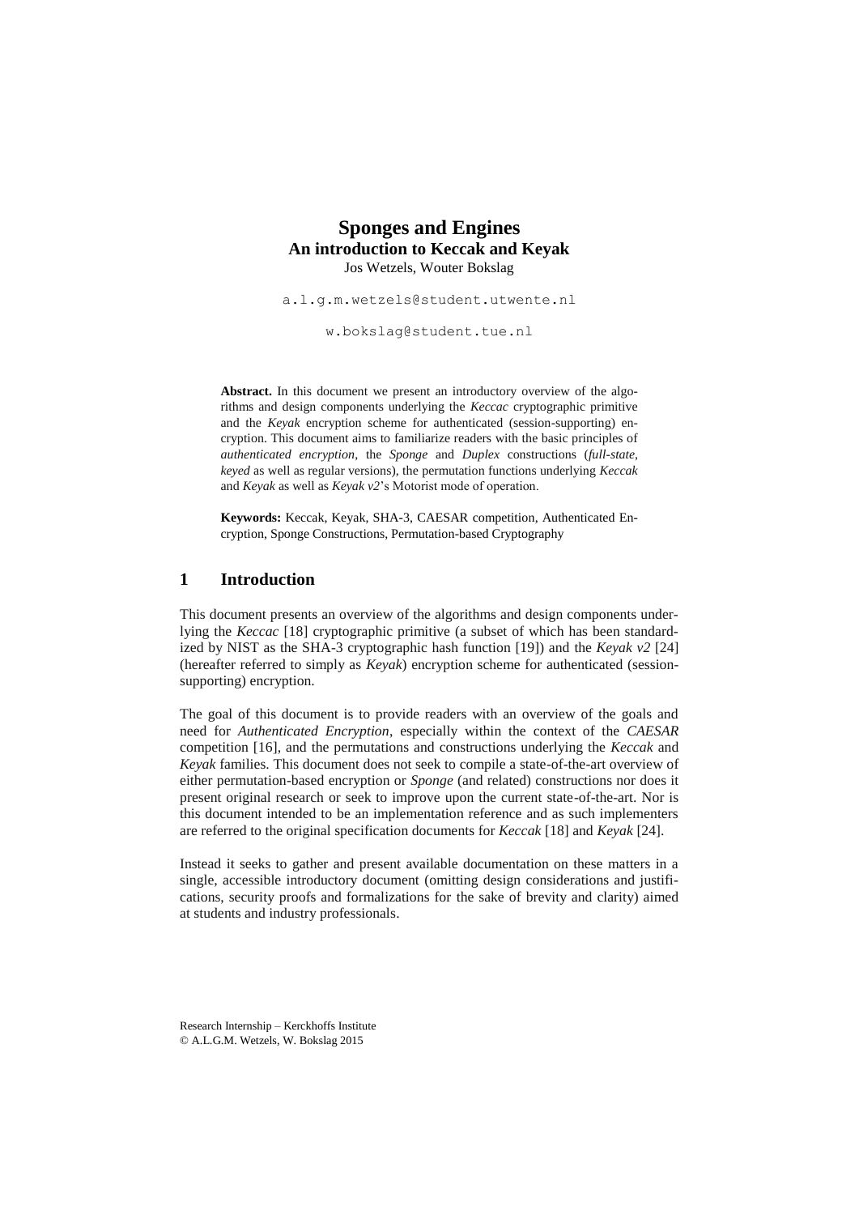# Sponges and Engines

## An introduction to Keccak and Keyak

Jos Wetzels, Wouter Bokslag

a.l.g.m.wetzels@student.utwente.nl

w.bokslag@student.tue.nl

**Abstract.** In this document we present an introductory overview of the algorithms and design components underlying the *Keccac* cryptographic primitive and the *Keyak* encryption scheme for authenticated (session-supporting) encryption. This document aims to familiarize readers with the basic principles of *authenticated encryption*, the *Sponge* and *Duplex* constructions (*full-state*, *keyed* as well as regular versions), the permutation functions underlying *Keccak* and *Keyak* as well as *Keyak v2*'s Motorist mode of operation.

**Keywords:** Keccak, Keyak, SHA-3, CAESAR competition, Authenticated Encryption, Sponge Constructions, Permutation-based Cryptography

## 1 Introduction

This document presents an overview of the algorithms and design components underlying the *Keccac* [18] cryptographic primitive (a subset of which has been standardized by NIST as the SHA-3 cryptographic hash function [19]) and the *Keyak v2* [24] (hereafter referred to simply as *Keyak*) encryption scheme for authenticated (session-supporting) encryption.

The goal of this document is to provide readers with an overview of the goals and need for *Authenticated Encryption*, especially within the context of the *CAESAR* competition [16], and the permutations and constructions underlying the *Keccak* and *Keyak* families. This document does not seek to compile a state-of-the-art overview of either permutation-based encryption or *Sponge* (and related) constructions nor does it present original research or seek to improve upon the current state-of-the-art. Nor is this document intended to be an implementation reference and as such implementers are referred to the original specification documents for *Keccak* [18] and *Keyak* [24].

Instead it seeks to gather and present available documentation on these matters in a single, accessible introductory document (omitting design considerations and justifications, security proofs and formalizations for the sake of brevity and clarity) aimed at students and industry professionals.

Research Internship – Kerckhoffs Institute
© A.L.G.M. Wetzels, W. Bokslag 2015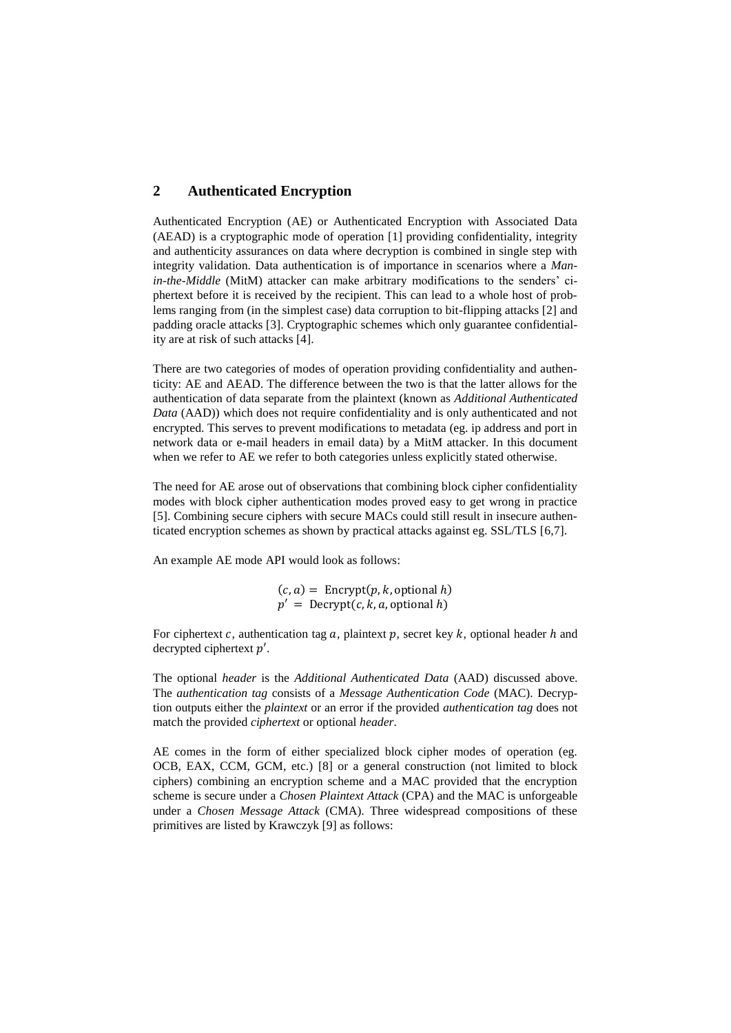## 2 Authenticated Encryption

Authenticated Encryption (AE) or Authenticated Encryption with Associated Data (AEAD) is a cryptographic mode of operation [1] providing confidentiality, integrity and authenticity assurances on data where decryption is combined in single step with integrity validation. Data authentication is of importance in scenarios where a *Man-in-the-Middle* (MitM) attacker can make arbitrary modifications to the senders' ciphertext before it is received by the recipient. This can lead to a whole host of problems ranging from (in the simplest case) data corruption to bit-flipping attacks [2] and padding oracle attacks [3]. Cryptographic schemes which only guarantee confidentiality are at risk of such attacks [4].

There are two categories of modes of operation providing confidentiality and authenticity: AE and AEAD. The difference between the two is that the latter allows for the authentication of data separate from the plaintext (known as *Additional Authenticated Data* (AAD)) which does not require confidentiality and is only authenticated and not encrypted. This serves to prevent modifications to metadata (eg. ip address and port in network data or e-mail headers in email data) by a MitM attacker. In this document when we refer to AE we refer to both categories unless explicitly stated otherwise.

The need for AE arose out of observations that combining block cipher confidentiality modes with block cipher authentication modes proved easy to get wrong in practice [5]. Combining secure ciphers with secure MACs could still result in insecure authenticated encryption schemes as shown by practical attacks against eg. SSL/TLS [6,7].

An example AE mode API would look as follows:

$$(c, a) = \text{Encrypt}(p, k, \text{optional } h)$$
$$p' = \text{Decrypt}(c, k, a, \text{optional } h)$$

For ciphertext $c$, authentication tag $a$, plaintext $p$, secret key $k$, optional header $h$ and decrypted ciphertext $p'$.

The optional *header* is the *Additional Authenticated Data* (AAD) discussed above. The *authentication tag* consists of a *Message Authentication Code* (MAC). Decryption outputs either the *plaintext* or an error if the provided *authentication tag* does not match the provided *ciphertext* or optional *header*.

AE comes in the form of either specialized block cipher modes of operation (eg. OCB, EAX, CCM, GCM, etc.) [8] or a general construction (not limited to block ciphers) combining an encryption scheme and a MAC provided that the encryption scheme is secure under a *Chosen Plaintext Attack* (CPA) and the MAC is unforgeable under a *Chosen Message Attack* (CMA). Three widespread compositions of these primitives are listed by Krawczyk [9] as follows: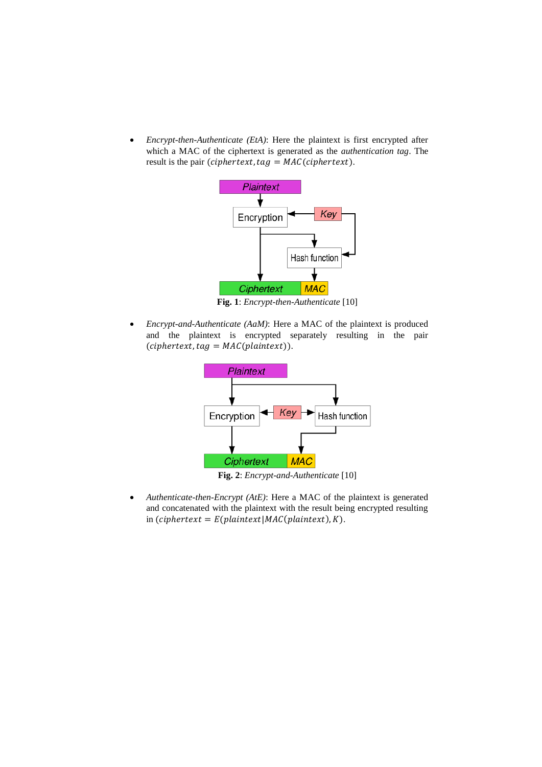- *Encrypt-then-Authenticate (EtA)*: Here the plaintext is first encrypted after which a MAC of the ciphertext is generated as the *authentication tag*. The result is the pair $(ciphertext, tag = MAC(ciphertext))$.

**Fig. 1**: *Encrypt-then-Authenticate* [10]

- *Encrypt-and-Authenticate (AaM)*: Here a MAC of the plaintext is produced and the plaintext is encrypted separately resulting in the pair $(ciphertext, tag = MAC(plaintext))$.

**Fig. 2**: *Encrypt-and-Authenticate* [10]

- *Authenticate-then-Encrypt (AtE)*: Here a MAC of the plaintext is generated and concatenated with the plaintext with the result being encrypted resulting in $(ciphertext = E(plaintext|MAC(plaintext), K)$.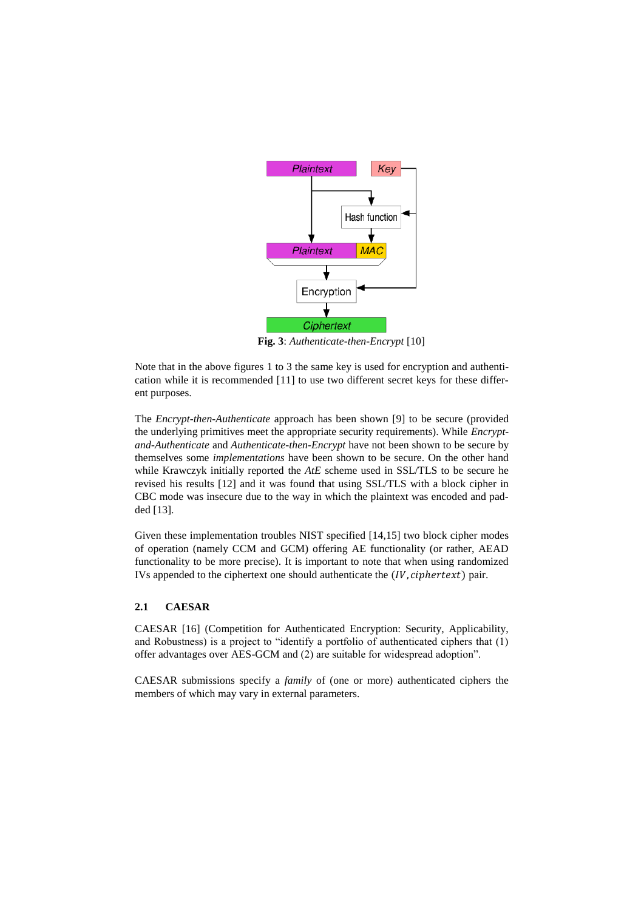**Fig. 3**: *Authenticate-then-Encrypt* [10]

Note that in the above figures 1 to 3 the same key is used for encryption and authentication while it is recommended [11] to use two different secret keys for these different purposes.

The *Encrypt-then-Authenticate* approach has been shown [9] to be secure (provided the underlying primitives meet the appropriate security requirements). While *Encrypt-and-Authenticate* and *Authenticate-then-Encrypt* have not been shown to be secure by themselves some *implementations* have been shown to be secure. On the other hand while Krawczyk initially reported the *AtE* scheme used in SSL/TLS to be secure he revised his results [12] and it was found that using SSL/TLS with a block cipher in CBC mode was insecure due to the way in which the plaintext was encoded and padded [13].

Given these implementation troubles NIST specified [14,15] two block cipher modes of operation (namely CCM and GCM) offering AE functionality (or rather, AEAD functionality to be more precise). It is important to note that when using randomized IVs appended to the ciphertext one should authenticate the $(IV, ciphertext)$ pair.

### 2.1 CAESAR

CAESAR [16] (Competition for Authenticated Encryption: Security, Applicability, and Robustness) is a project to "identify a portfolio of authenticated ciphers that (1) offer advantages over AES-GCM and (2) are suitable for widespread adoption".

CAESAR submissions specify a *family* of (one or more) authenticated ciphers the members of which may vary in external parameters.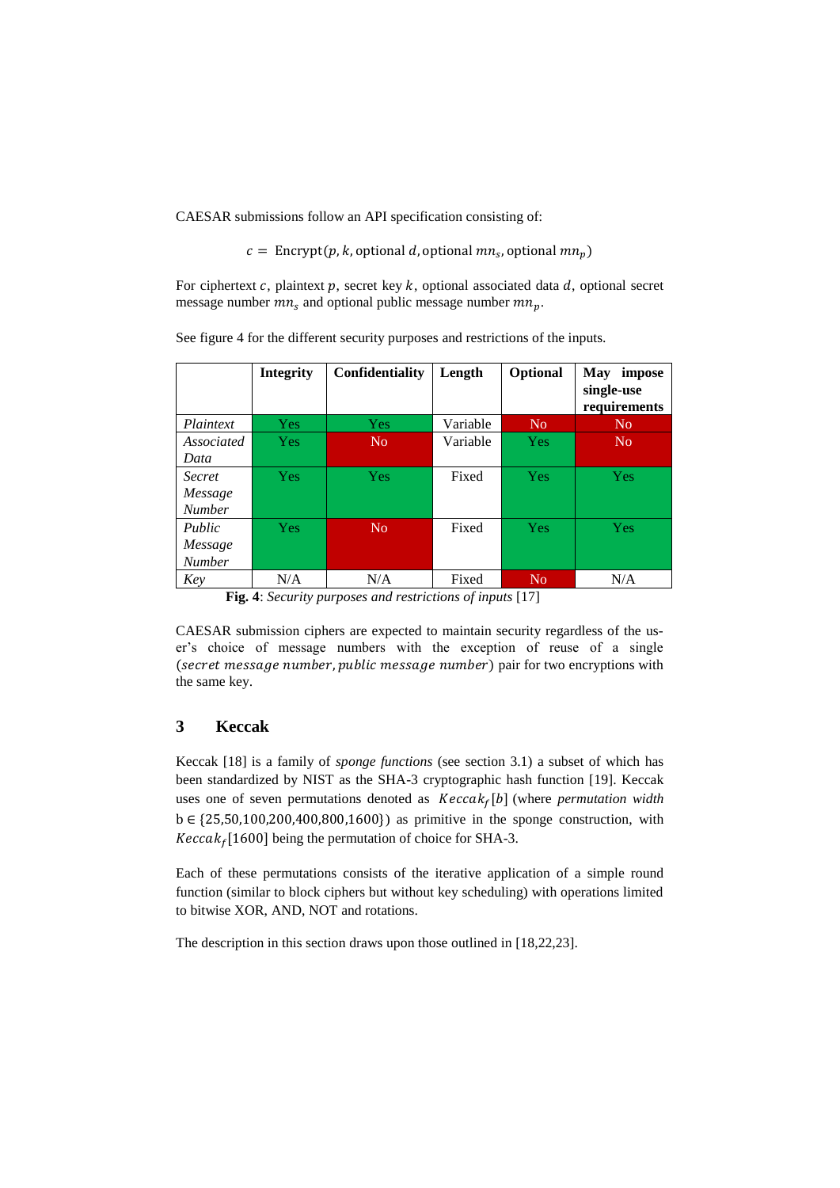CAESAR submissions follow an API specification consisting of:

$$c = \text{Encrypt}(p, k, \text{optional } d, \text{optional } mn_s, \text{optional } mn_p)$$

For ciphertext $c$, plaintext $p$, secret key $k$, optional associated data $d$, optional secret message number $mn_s$ and optional public message number $mn_p$.

See figure 4 for the different security purposes and restrictions of the inputs.

| | Integrity | Confidentiality | Length | Optional | May impose single-use requirements |
|---|---|---|---|---|---|
| *Plaintext* | Yes | Yes | Variable | No | No |
| *Associated Data* | Yes | No | Variable | Yes | No |
| *Secret Message Number* | Yes | Yes | Fixed | Yes | Yes |
| *Public Message Number* | Yes | No | Fixed | Yes | Yes |
| *Key* | N/A | N/A | Fixed | No | N/A |

**Fig. 4**: *Security purposes and restrictions of inputs* [17]

CAESAR submission ciphers are expected to maintain security regardless of the user's choice of message numbers with the exception of reuse of a single $(secret\ message\ number, public\ message\ number)$ pair for two encryptions with the same key.

## 3 Keccak

Keccak [18] is a family of *sponge functions* (see section 3.1) a subset of which has been standardized by NIST as the SHA-3 cryptographic hash function [19]. Keccak uses one of seven permutations denoted as $Keccak_f[b]$ (where *permutation width* $b \in \{25,50,100,200,400,800,1600\}$) as primitive in the sponge construction, with $Keccak_f[1600]$ being the permutation of choice for SHA-3.

Each of these permutations consists of the iterative application of a simple round function (similar to block ciphers but without key scheduling) with operations limited to bitwise XOR, AND, NOT and rotations.

The description in this section draws upon those outlined in [18,22,23].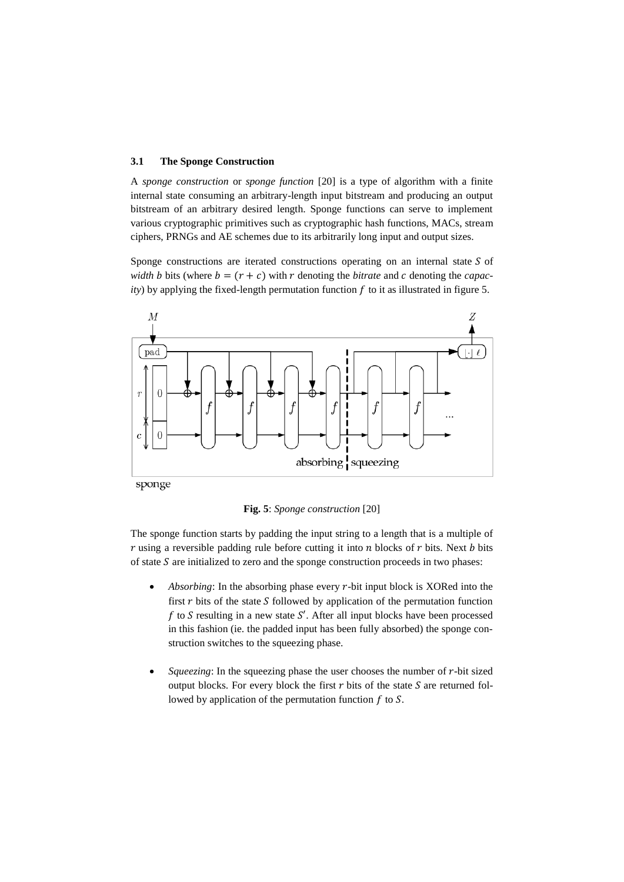### 3.1 The Sponge Construction

A *sponge construction* or *sponge function* [20] is a type of algorithm with a finite internal state consuming an arbitrary-length input bitstream and producing an output bitstream of an arbitrary desired length. Sponge functions can serve to implement various cryptographic primitives such as cryptographic hash functions, MACs, stream ciphers, PRNGs and AE schemes due to its arbitrarily long input and output sizes.

Sponge constructions are iterated constructions operating on an internal state $S$ of *width b* bits (where $b = (r + c)$ with $r$ denoting the *bitrate* and $c$ denoting the *capacity*) by applying the fixed-length permutation function $f$ to it as illustrated in figure 5.

**Fig. 5**: *Sponge construction* [20]

The sponge function starts by padding the input string to a length that is a multiple of $r$ using a reversible padding rule before cutting it into $n$ blocks of $r$ bits. Next $b$ bits of state $S$ are initialized to zero and the sponge construction proceeds in two phases:

- *Absorbing*: In the absorbing phase every $r$-bit input block is XORed into the first $r$ bits of the state $S$ followed by application of the permutation function $f$ to $S$ resulting in a new state $S'$. After all input blocks have been processed in this fashion (ie. the padded input has been fully absorbed) the sponge construction switches to the squeezing phase.
- *Squeezing*: In the squeezing phase the user chooses the number of $r$-bit sized output blocks. For every block the first $r$ bits of the state $S$ are returned followed by application of the permutation function $f$ to $S$.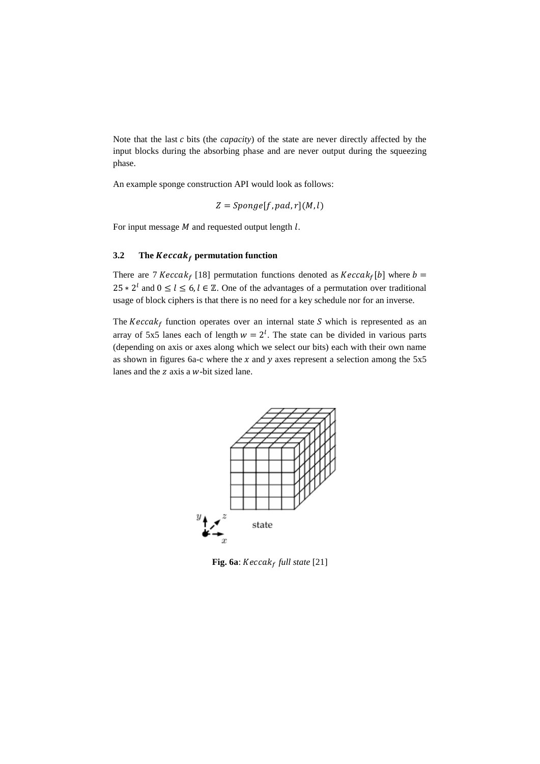Note that the last *c* bits (the *capacity*) of the state are never directly affected by the input blocks during the absorbing phase and are never output during the squeezing phase.

An example sponge construction API would look as follows:

$$Z = Sponge[f, pad, r](M, l)$$

For input message $M$ and requested output length $l$.

### 3.2 The $Keccak_f$ permutation function

There are 7 $Keccak_f$ [18] permutation functions denoted as $Keccak_f[b]$ where $b = 25 * 2^l$ and $0 \leq l \leq 6, l \in \mathbb{Z}$. One of the advantages of a permutation over traditional usage of block ciphers is that there is no need for a key schedule nor for an inverse.

The $Keccak_f$ function operates over an internal state $S$ which is represented as an array of 5x5 lanes each of length $w = 2^l$. The state can be divided in various parts (depending on axis or axes along which we select our bits) each with their own name as shown in figures 6a-c where the $x$ and $y$ axes represent a selection among the 5x5 lanes and the $z$ axis a $w$-bit sized lane.

**Fig. 6a**: *$Keccak_f$ full state* [21]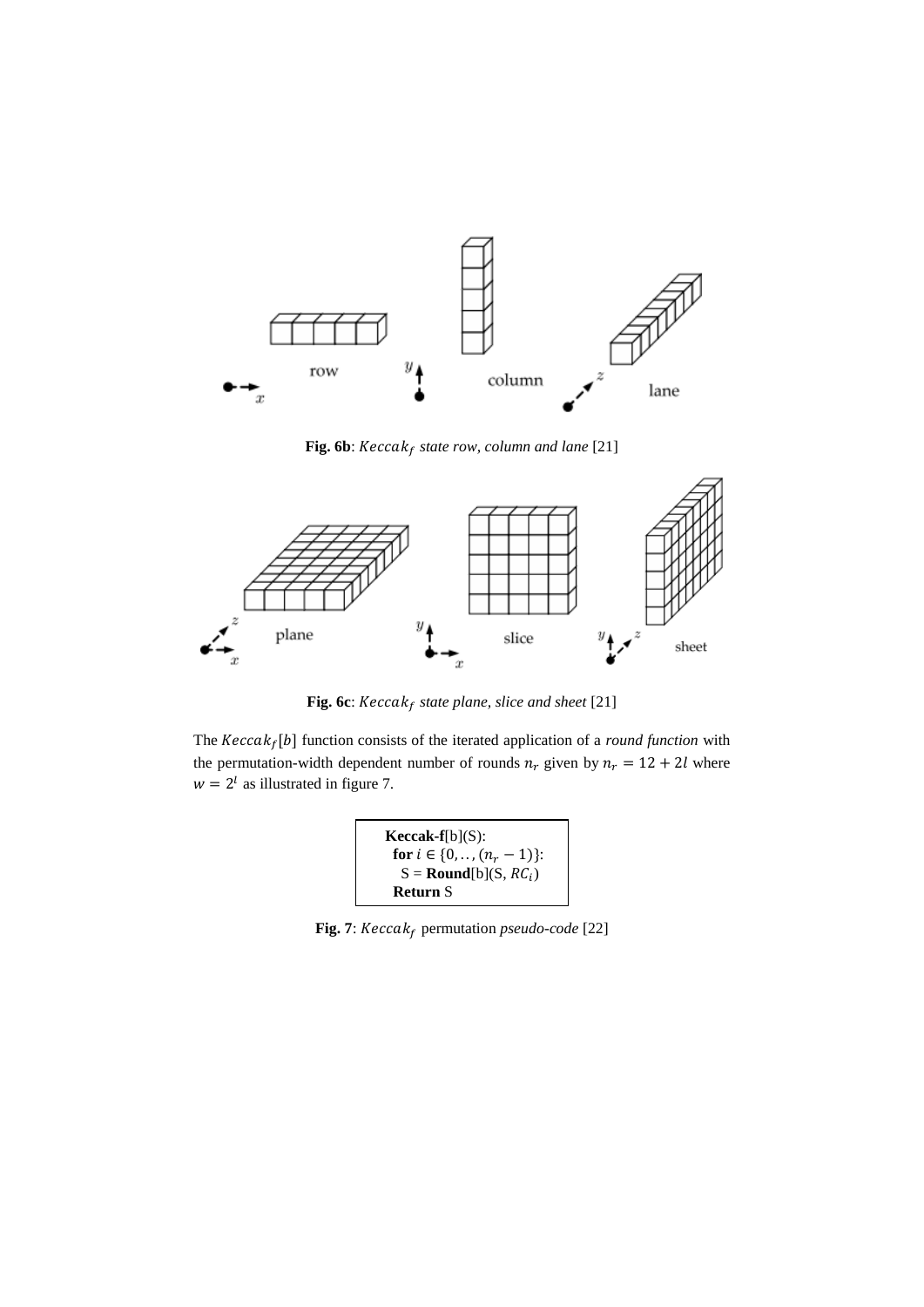**Fig. 6b**: *$Keccak_f$ state row, column and lane* [21]

**Fig. 6c**: *$Keccak_f$ state plane, slice and sheet* [21]

The $Keccak_f[b]$ function consists of the iterated application of a *round function* with the permutation-width dependent number of rounds $n_r$ given by $n_r = 12 + 2l$ where $w = 2^l$ as illustrated in figure 7.

```
Keccak-f[b](S):
  for i ∈ {0,..,(n_r − 1)}:
    S = Round[b](S, RC_i)
  Return S
```

**Fig. 7**: $Keccak_f$ permutation *pseudo-code* [22]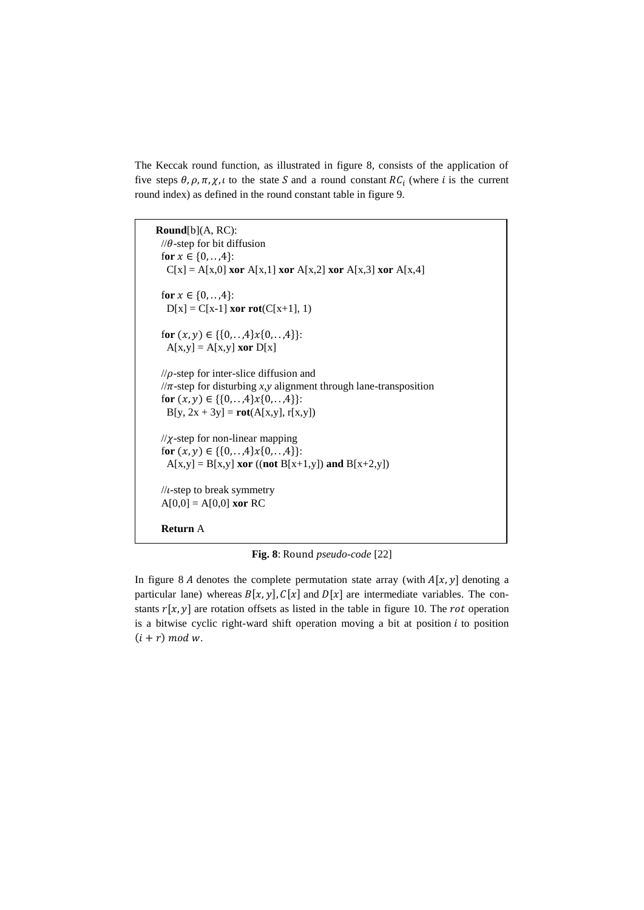The Keccak round function, as illustrated in figure 8, consists of the application of five steps $\theta, \rho, \pi, \chi, \iota$ to the state $S$ and a round constant $RC_i$ (where $i$ is the current round index) as defined in the round constant table in figure 9.

```
Round[b](A, RC):
 //θ-step for bit diffusion
 for x ∈ {0,..,4}:
   C[x] = A[x,0] xor A[x,1] xor A[x,2] xor A[x,3] xor A[x,4]

 for x ∈ {0,..,4}:
   D[x] = C[x-1] xor rot(C[x+1], 1)

 for (x, y) ∈ {{0,..,4}x{0,..,4}}:
   A[x,y] = A[x,y] xor D[x]

 //ρ-step for inter-slice diffusion and
 //π-step for disturbing x,y alignment through lane-transposition
 for (x, y) ∈ {{0,..,4}x{0,..,4}}:
   B[y, 2x + 3y] = rot(A[x,y], r[x,y])

 //χ-step for non-linear mapping
 for (x, y) ∈ {{0,..,4}x{0,..,4}}:
   A[x,y] = B[x,y] xor ((not B[x+1,y]) and B[x+2,y])

 //ι-step to break symmetry
 A[0,0] = A[0,0] xor RC

 Return A
```

**Fig. 8**: Round *pseudo-code* [22]

In figure 8 $A$ denotes the complete permutation state array (with $A[x, y]$ denoting a particular lane) whereas $B[x, y]$, $C[x]$ and $D[x]$ are intermediate variables. The constants $r[x, y]$ are rotation offsets as listed in the table in figure 10. The $rot$ operation is a bitwise cyclic right-ward shift operation moving a bit at position $i$ to position $(i + r) \bmod w$.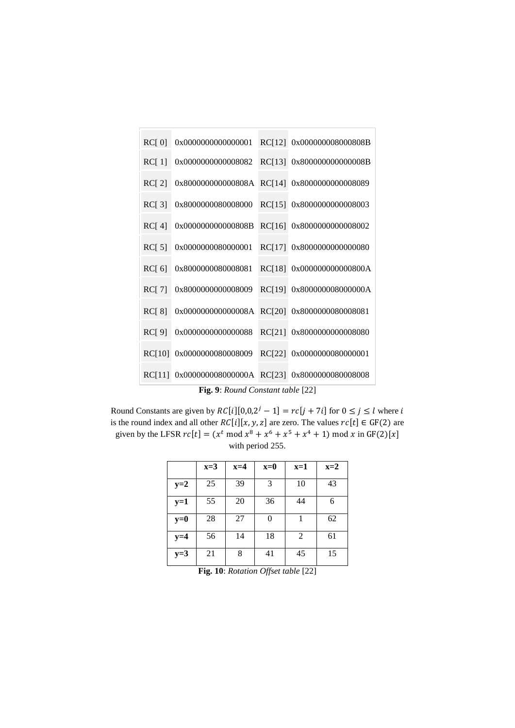| RC[ 0] | 0x0000000000000001 | RC[12] | 0x000000008000808B |
|---|---|---|---|
| RC[ 1] | 0x0000000000008082 | RC[13] | 0x800000000000008B |
| RC[ 2] | 0x800000000000808A | RC[14] | 0x8000000000008089 |
| RC[ 3] | 0x8000000080008000 | RC[15] | 0x8000000000008003 |
| RC[ 4] | 0x000000000000808B | RC[16] | 0x8000000000008002 |
| RC[ 5] | 0x0000000080000001 | RC[17] | 0x8000000000000080 |
| RC[ 6] | 0x8000000080008081 | RC[18] | 0x000000000000800A |
| RC[ 7] | 0x8000000000008009 | RC[19] | 0x800000008000000A |
| RC[ 8] | 0x000000000000008A | RC[20] | 0x8000000080008081 |
| RC[ 9] | 0x0000000000000088 | RC[21] | 0x8000000000008080 |
| RC[10] | 0x0000000080008009 | RC[22] | 0x0000000080000001 |
| RC[11] | 0x000000008000000A | RC[23] | 0x8000000080008008 |

**Fig. 9**: *Round Constant table* [22]

Round Constants are given by $RC[i][0,0,2^j - 1] = rc[j + 7i]$ for $0 \leq j \leq l$ where $i$ is the round index and all other $RC[i][x, y, z]$ are zero. The values $rc[t] \in \mathrm{GF}(2)$ are given by the LFSR $rc[t] = (x^t \bmod x^8 + x^6 + x^5 + x^4 + 1) \bmod x$ in $\mathrm{GF}(2)[x]$ with period 255.

| | **x=3** | **x=4** | **x=0** | **x=1** | **x=2** |
|---|---|---|---|---|---|
| **y=2** | 25 | 39 | 3 | 10 | 43 |
| **y=1** | 55 | 20 | 36 | 44 | 6 |
| **y=0** | 28 | 27 | 0 | 1 | 62 |
| **y=4** | 56 | 14 | 18 | 2 | 61 |
| **y=3** | 21 | 8 | 41 | 45 | 15 |

**Fig. 10**: *Rotation Offset table* [22]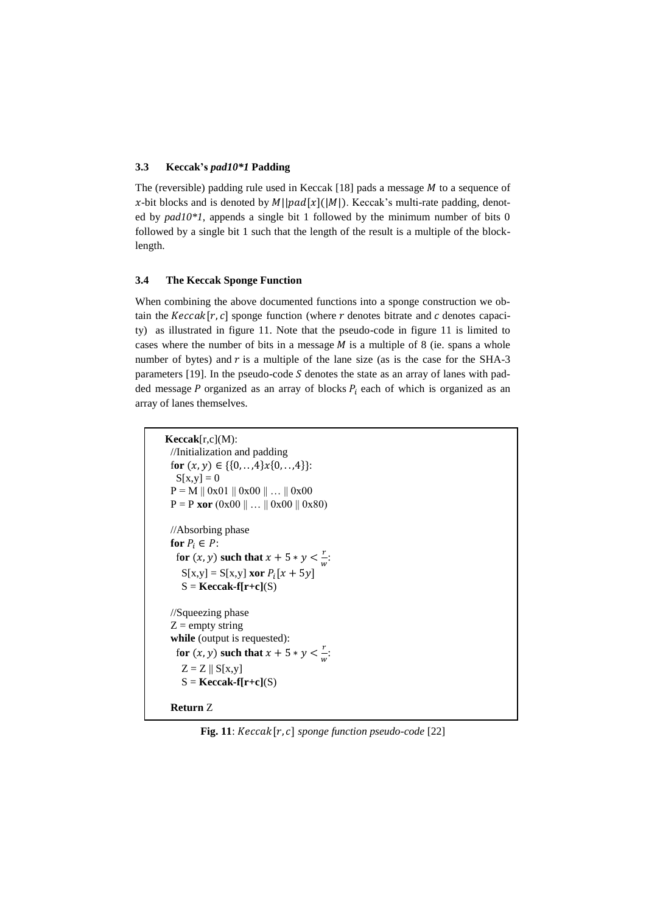### 3.3 Keccak's *pad10*1* Padding

The (reversible) padding rule used in Keccak [18] pads a message $M$ to a sequence of $x$-bit blocks and is denoted by $M||pad[x](|M|)$. Keccak's multi-rate padding, denoted by *pad10*1*, appends a single bit 1 followed by the minimum number of bits 0 followed by a single bit 1 such that the length of the result is a multiple of the block-length.

### 3.4 The Keccak Sponge Function

When combining the above documented functions into a sponge construction we obtain the $Keccak[r, c]$ sponge function (where $r$ denotes bitrate and $c$ denotes capacity) as illustrated in figure 11. Note that the pseudo-code in figure 11 is limited to cases where the number of bits in a message $M$ is a multiple of 8 (ie. spans a whole number of bytes) and $r$ is a multiple of the lane size (as is the case for the SHA-3 parameters [19]. In the pseudo-code $S$ denotes the state as an array of lanes with padded message $P$ organized as an array of blocks $P_i$ each of which is organized as an array of lanes themselves.

```
Keccak[r,c](M):
 //Initialization and padding
 for (x, y) ∈ {{0,..,4}x{0,..,4}}:
   S[x,y] = 0
 P = M || 0x01 || 0x00 || … || 0x00
 P = P xor (0x00 || … || 0x00 || 0x80)

 //Absorbing phase
 for P_i ∈ P:
   for (x, y) such that x + 5 * y < r/w:
     S[x,y] = S[x,y] xor P_i[x + 5y]
     S = Keccak-f[r+c](S)

 //Squeezing phase
 Z = empty string
 while (output is requested):
   for (x, y) such that x + 5 * y < r/w:
     Z = Z || S[x,y]
     S = Keccak-f[r+c](S)

 Return Z
```

**Fig. 11**: *$Keccak[r, c]$ sponge function pseudo-code* [22]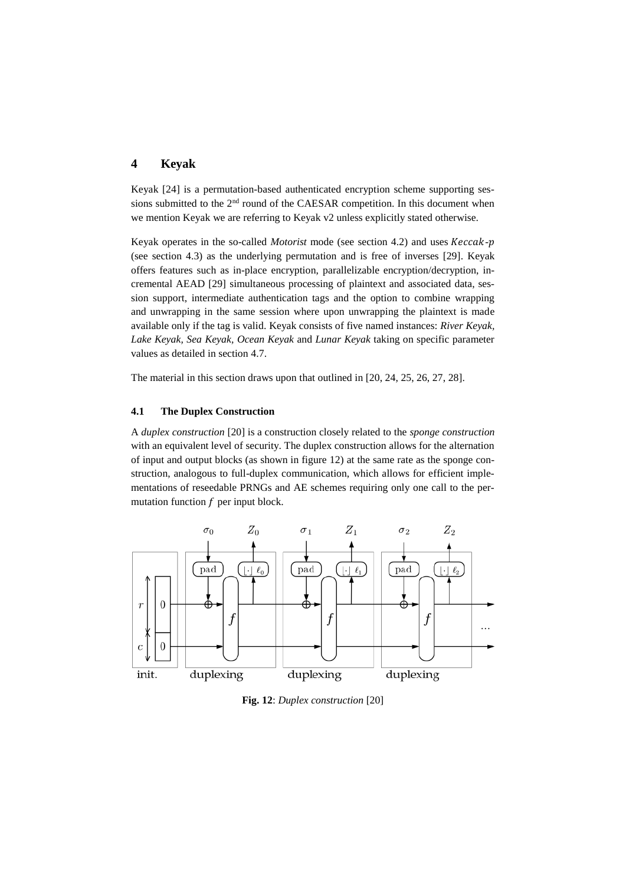# 4 Keyak

Keyak [24] is a permutation-based authenticated encryption scheme supporting sessions submitted to the 2nd round of the CAESAR competition. In this document when we mention Keyak we are referring to Keyak v2 unless explicitly stated otherwise.

Keyak operates in the so-called *Motorist* mode (see section 4.2) and uses $Keccak$-$p$ (see section 4.3) as the underlying permutation and is free of inverses [29]. Keyak offers features such as in-place encryption, parallelizable encryption/decryption, incremental AEAD [29] simultaneous processing of plaintext and associated data, session support, intermediate authentication tags and the option to combine wrapping and unwrapping in the same session where upon unwrapping the plaintext is made available only if the tag is valid. Keyak consists of five named instances: *River Keyak, Lake Keyak, Sea Keyak, Ocean Keyak* and *Lunar Keyak* taking on specific parameter values as detailed in section 4.7.

The material in this section draws upon that outlined in [20, 24, 25, 26, 27, 28].

## 4.1 The Duplex Construction

A *duplex construction* [20] is a construction closely related to the *sponge construction* with an equivalent level of security. The duplex construction allows for the alternation of input and output blocks (as shown in figure 12) at the same rate as the sponge construction, analogous to full-duplex communication, which allows for efficient implementations of reseedable PRNGs and AE schemes requiring only one call to the permutation function $f$ per input block.

**Fig. 12**: *Duplex construction* [20]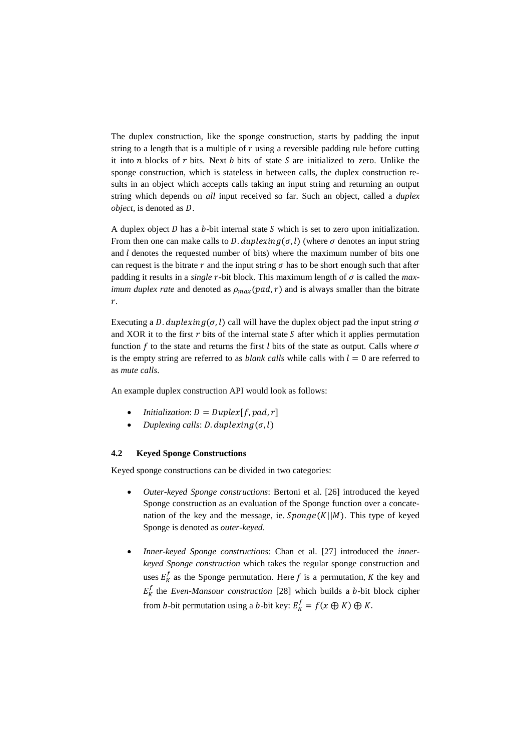The duplex construction, like the sponge construction, starts by padding the input string to a length that is a multiple of $r$ using a reversible padding rule before cutting it into $n$ blocks of $r$ bits. Next $b$ bits of state $S$ are initialized to zero. Unlike the sponge construction, which is stateless in between calls, the duplex construction results in an object which accepts calls taking an input string and returning an output string which depends on *all* input received so far. Such an object, called a *duplex object*, is denoted as $D$.

A duplex object $D$ has a $b$-bit internal state $S$ which is set to zero upon initialization. From then one can make calls to $D.duplexing(\sigma, l)$ (where $\sigma$ denotes an input string and $l$ denotes the requested number of bits) where the maximum number of bits one can request is the bitrate $r$ and the input string $\sigma$ has to be short enough such that after padding it results in a *single* $r$-bit block. This maximum length of $\sigma$ is called the *maximum duplex rate* and denoted as $\rho_{max}(pad, r)$ and is always smaller than the bitrate $r$.

Executing a $D.duplexing(\sigma, l)$ call will have the duplex object pad the input string $\sigma$ and XOR it to the first $r$ bits of the internal state $S$ after which it applies permutation function $f$ to the state and returns the first $l$ bits of the state as output. Calls where $\sigma$ is the empty string are referred to as *blank calls* while calls with $l = 0$ are referred to as *mute calls*.

An example duplex construction API would look as follows:

- *Initialization*: $D = Duplex[f, pad, r]$
- *Duplexing calls*: $D.duplexing(\sigma, l)$

### 4.2 Keyed Sponge Constructions

Keyed sponge constructions can be divided in two categories:

- *Outer-keyed Sponge constructions*: Bertoni et al. [26] introduced the keyed Sponge construction as an evaluation of the Sponge function over a concatenation of the key and the message, ie. $Sponge(K||M)$. This type of keyed Sponge is denoted as *outer-keyed*.

- *Inner-keyed Sponge constructions*: Chan et al. [27] introduced the *inner-keyed Sponge construction* which takes the regular sponge construction and uses $E_K^f$ as the Sponge permutation. Here $f$ is a permutation, $K$ the key and $E_K^f$ the *Even-Mansour construction* [28] which builds a $b$-bit block cipher from $b$-bit permutation using a $b$-bit key: $E_K^f = f(x \oplus K) \oplus K$.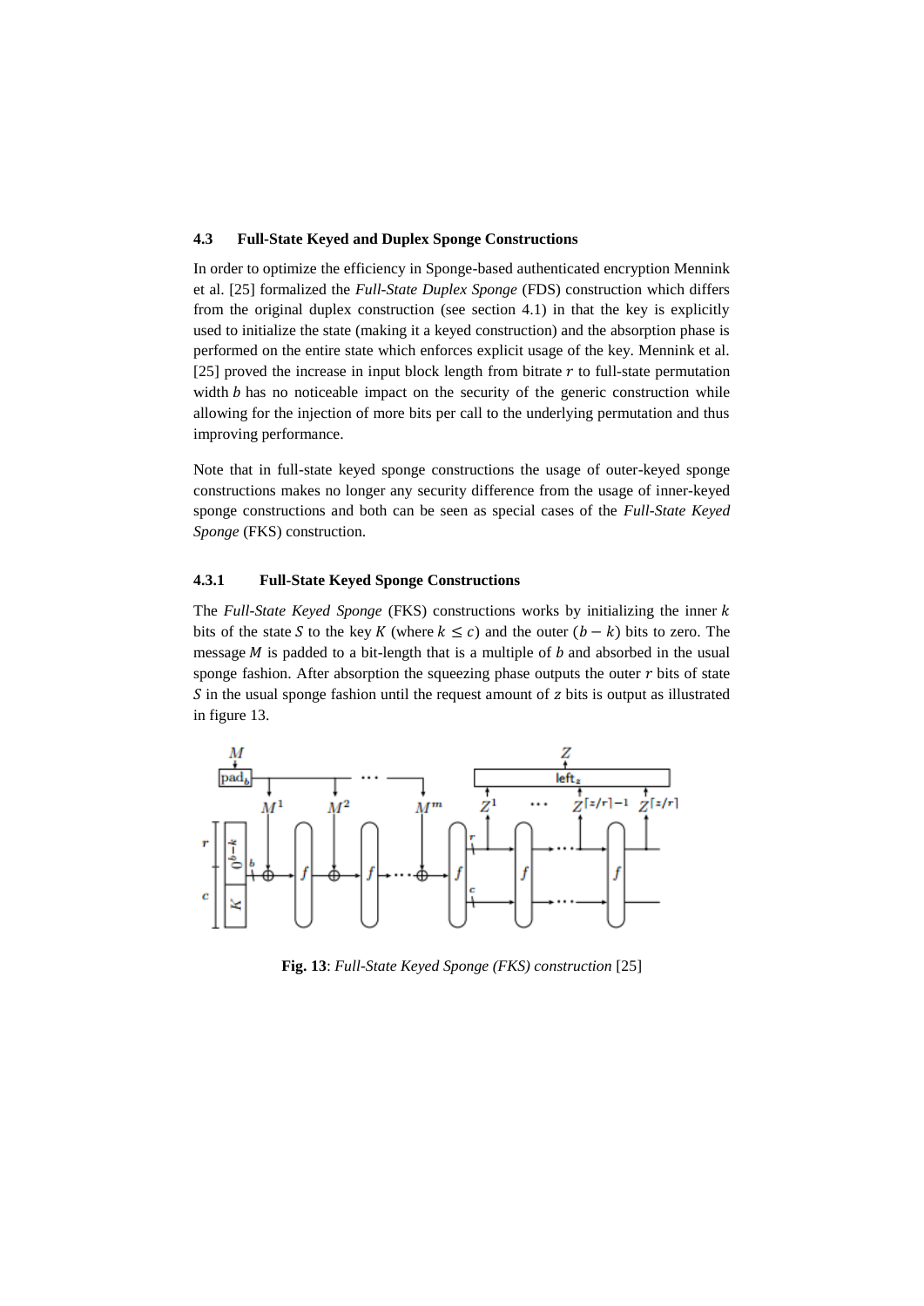### 4.3 Full-State Keyed and Duplex Sponge Constructions

In order to optimize the efficiency in Sponge-based authenticated encryption Mennink et al. [25] formalized the *Full-State Duplex Sponge* (FDS) construction which differs from the original duplex construction (see section 4.1) in that the key is explicitly used to initialize the state (making it a keyed construction) and the absorption phase is performed on the entire state which enforces explicit usage of the key. Mennink et al. [25] proved the increase in input block length from bitrate $r$ to full-state permutation width $b$ has no noticeable impact on the security of the generic construction while allowing for the injection of more bits per call to the underlying permutation and thus improving performance.

Note that in full-state keyed sponge constructions the usage of outer-keyed sponge constructions makes no longer any security difference from the usage of inner-keyed sponge constructions and both can be seen as special cases of the *Full-State Keyed Sponge* (FKS) construction.

#### 4.3.1 Full-State Keyed Sponge Constructions

The *Full-State Keyed Sponge* (FKS) constructions works by initializing the inner $k$ bits of the state $S$ to the key $K$ (where $k \leq c$) and the outer $(b - k)$ bits to zero. The message $M$ is padded to a bit-length that is a multiple of $b$ and absorbed in the usual sponge fashion. After absorption the squeezing phase outputs the outer $r$ bits of state $S$ in the usual sponge fashion until the request amount of $z$ bits is output as illustrated in figure 13.

**Fig. 13**: *Full-State Keyed Sponge (FKS) construction* [25]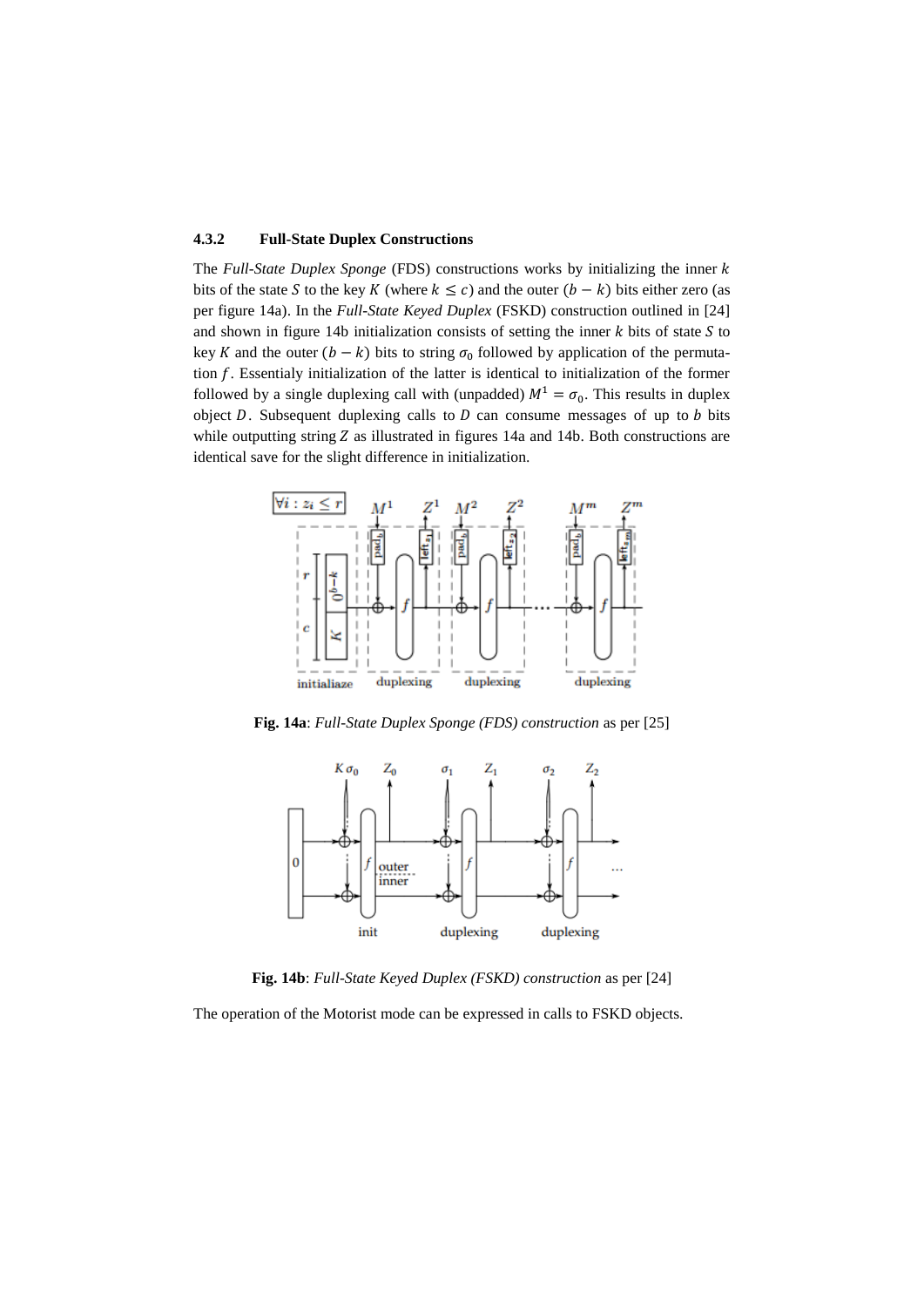### 4.3.2 Full-State Duplex Constructions

The *Full-State Duplex Sponge* (FDS) constructions works by initializing the inner $k$ bits of the state $S$ to the key $K$ (where $k \leq c$) and the outer $(b - k)$ bits either zero (as per figure 14a). In the *Full-State Keyed Duplex* (FSKD) construction outlined in [24] and shown in figure 14b initialization consists of setting the inner $k$ bits of state $S$ to key $K$ and the outer $(b - k)$ bits to string $\sigma_0$ followed by application of the permutation $f$. Essentialy initialization of the latter is identical to initialization of the former followed by a single duplexing call with (unpadded) $M^1 = \sigma_0$. This results in duplex object $D$. Subsequent duplexing calls to $D$ can consume messages of up to $b$ bits while outputting string $Z$ as illustrated in figures 14a and 14b. Both constructions are identical save for the slight difference in initialization.

**Fig. 14a**: *Full-State Duplex Sponge (FDS) construction* as per [25]

**Fig. 14b**: *Full-State Keyed Duplex (FSKD) construction* as per [24]

The operation of the Motorist mode can be expressed in calls to FSKD objects.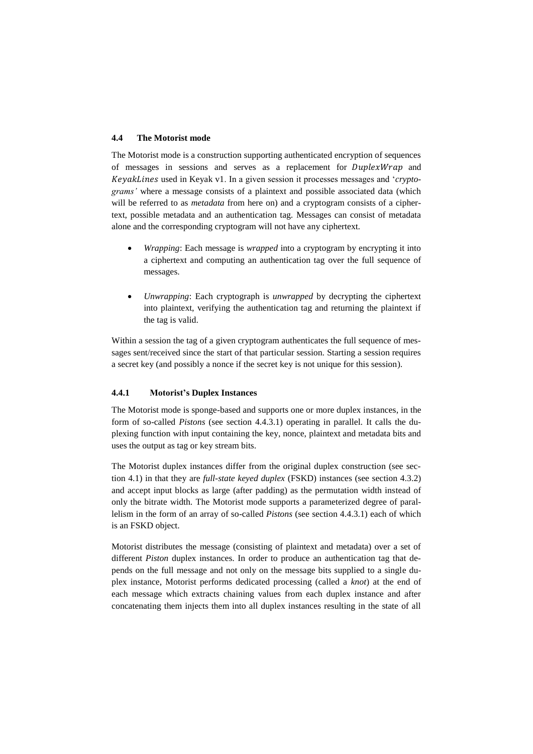### 4.4 The Motorist mode

The Motorist mode is a construction supporting authenticated encryption of sequences of messages in sessions and serves as a replacement for $DuplexWrap$ and $KeyakLines$ used in Keyak v1. In a given session it processes messages and '*cryptograms'* where a message consists of a plaintext and possible associated data (which will be referred to as *metadata* from here on) and a cryptogram consists of a ciphertext, possible metadata and an authentication tag. Messages can consist of metadata alone and the corresponding cryptogram will not have any ciphertext.

- *Wrapping*: Each message is *wrapped* into a cryptogram by encrypting it into a ciphertext and computing an authentication tag over the full sequence of messages.
- *Unwrapping*: Each cryptograph is *unwrapped* by decrypting the ciphertext into plaintext, verifying the authentication tag and returning the plaintext if the tag is valid.

Within a session the tag of a given cryptogram authenticates the full sequence of messages sent/received since the start of that particular session. Starting a session requires a secret key (and possibly a nonce if the secret key is not unique for this session).

#### 4.4.1 Motorist's Duplex Instances

The Motorist mode is sponge-based and supports one or more duplex instances, in the form of so-called *Pistons* (see section 4.4.3.1) operating in parallel. It calls the duplexing function with input containing the key, nonce, plaintext and metadata bits and uses the output as tag or key stream bits.

The Motorist duplex instances differ from the original duplex construction (see section 4.1) in that they are *full-state keyed duplex* (FSKD) instances (see section 4.3.2) and accept input blocks as large (after padding) as the permutation width instead of only the bitrate width. The Motorist mode supports a parameterized degree of parallelism in the form of an array of so-called *Pistons* (see section 4.4.3.1) each of which is an FSKD object.

Motorist distributes the message (consisting of plaintext and metadata) over a set of different *Piston* duplex instances. In order to produce an authentication tag that depends on the full message and not only on the message bits supplied to a single duplex instance, Motorist performs dedicated processing (called a *knot*) at the end of each message which extracts chaining values from each duplex instance and after concatenating them injects them into all duplex instances resulting in the state of all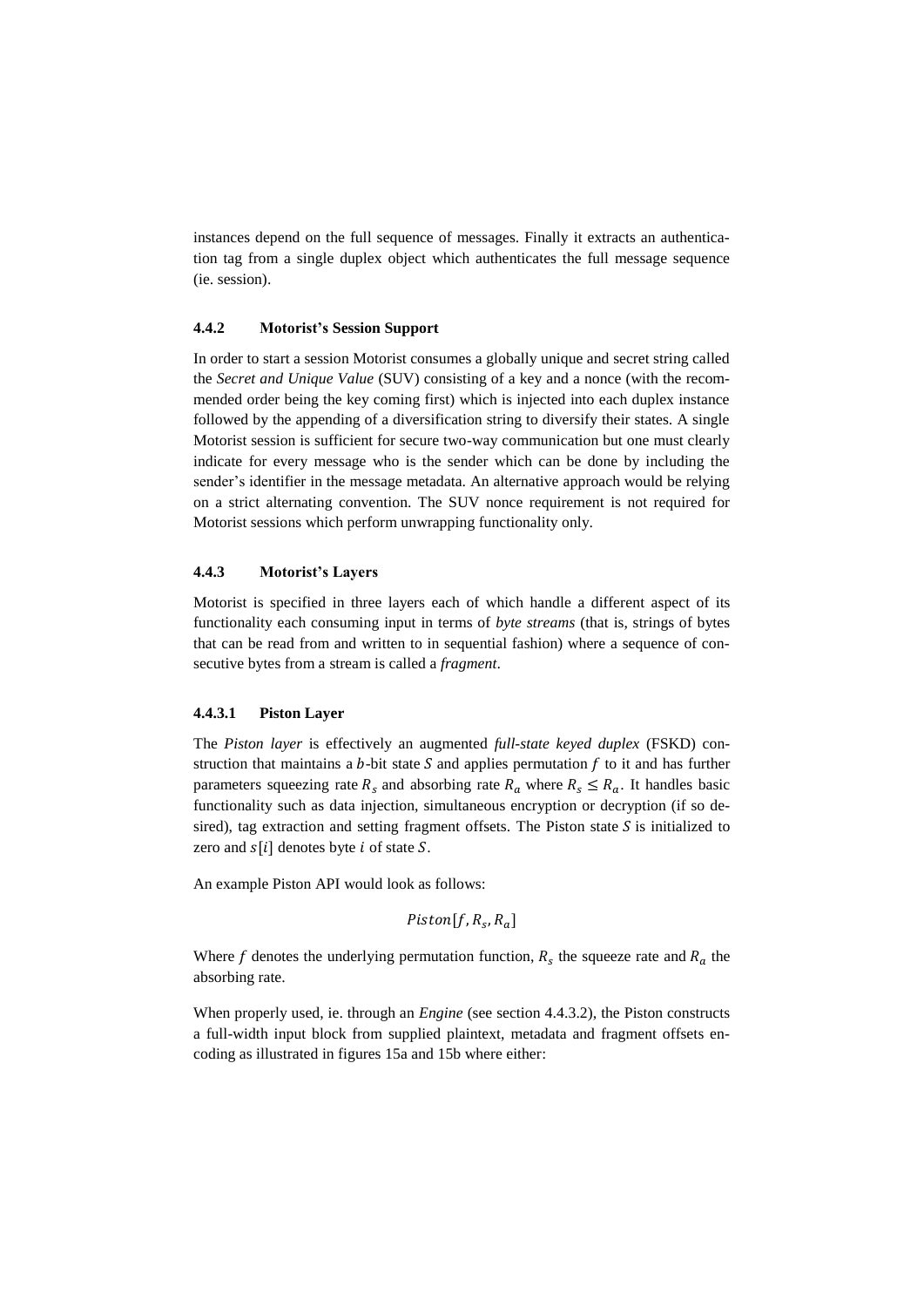instances depend on the full sequence of messages. Finally it extracts an authentication tag from a single duplex object which authenticates the full message sequence (ie. session).

#### 4.4.2 Motorist's Session Support

In order to start a session Motorist consumes a globally unique and secret string called the *Secret and Unique Value* (SUV) consisting of a key and a nonce (with the recommended order being the key coming first) which is injected into each duplex instance followed by the appending of a diversification string to diversify their states. A single Motorist session is sufficient for secure two-way communication but one must clearly indicate for every message who is the sender which can be done by including the sender's identifier in the message metadata. An alternative approach would be relying on a strict alternating convention. The SUV nonce requirement is not required for Motorist sessions which perform unwrapping functionality only.

#### 4.4.3 Motorist's Layers

Motorist is specified in three layers each of which handle a different aspect of its functionality each consuming input in terms of *byte streams* (that is, strings of bytes that can be read from and written to in sequential fashion) where a sequence of consecutive bytes from a stream is called a *fragment*.

##### 4.4.3.1 Piston Layer

The *Piston layer* is effectively an augmented *full-state keyed duplex* (FSKD) construction that maintains a $b$-bit state $S$ and applies permutation $f$ to it and has further parameters squeezing rate $R_s$ and absorbing rate $R_a$ where $R_s \leq R_a$. It handles basic functionality such as data injection, simultaneous encryption or decryption (if so desired), tag extraction and setting fragment offsets. The Piston state $S$ is initialized to zero and $s[i]$ denotes byte $i$ of state $S$.

An example Piston API would look as follows:

$$Piston[f, R_s, R_a]$$

Where $f$ denotes the underlying permutation function, $R_s$ the squeeze rate and $R_a$ the absorbing rate.

When properly used, ie. through an *Engine* (see section 4.4.3.2), the Piston constructs a full-width input block from supplied plaintext, metadata and fragment offsets encoding as illustrated in figures 15a and 15b where either: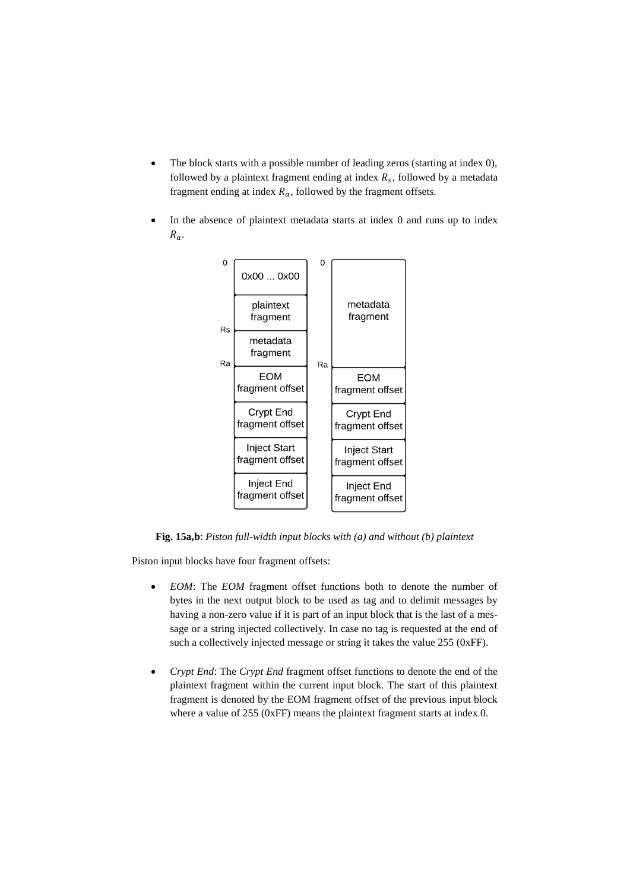- The block starts with a possible number of leading zeros (starting at index 0), followed by a plaintext fragment ending at index $R_s$, followed by a metadata fragment ending at index $R_a$, followed by the fragment offsets.

- In the absence of plaintext metadata starts at index 0 and runs up to index $R_a$.

**Fig. 15a,b**: *Piston full-width input blocks with (a) and without (b) plaintext*

Piston input blocks have four fragment offsets:

- *EOM*: The *EOM* fragment offset functions both to denote the number of bytes in the next output block to be used as tag and to delimit messages by having a non-zero value if it is part of an input block that is the last of a message or a string injected collectively. In case no tag is requested at the end of such a collectively injected message or string it takes the value 255 (0xFF).

- *Crypt End*: The *Crypt End* fragment offset functions to denote the end of the plaintext fragment within the current input block. The start of this plaintext fragment is denoted by the EOM fragment offset of the previous input block where a value of 255 (0xFF) means the plaintext fragment starts at index 0.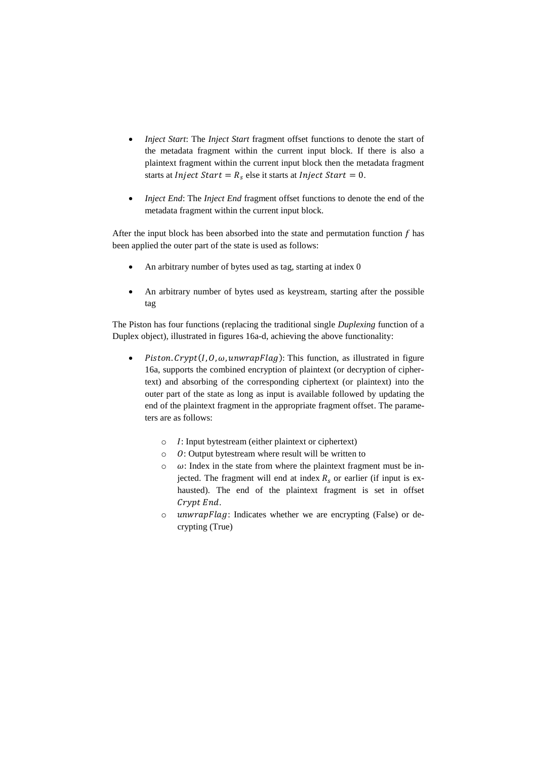- *Inject Start*: The *Inject Start* fragment offset functions to denote the start of the metadata fragment within the current input block. If there is also a plaintext fragment within the current input block then the metadata fragment starts at $Inject\ Start = R_s$ else it starts at $Inject\ Start = 0$.

- *Inject End*: The *Inject End* fragment offset functions to denote the end of the metadata fragment within the current input block.

After the input block has been absorbed into the state and permutation function $f$ has been applied the outer part of the state is used as follows:

- An arbitrary number of bytes used as tag, starting at index 0

- An arbitrary number of bytes used as keystream, starting after the possible tag

The Piston has four functions (replacing the traditional single *Duplexing* function of a Duplex object), illustrated in figures 16a-d, achieving the above functionality:

- $Piston.Crypt(I, O, \omega, unwrapFlag)$: This function, as illustrated in figure 16a, supports the combined encryption of plaintext (or decryption of ciphertext) and absorbing of the corresponding ciphertext (or plaintext) into the outer part of the state as long as input is available followed by updating the end of the plaintext fragment in the appropriate fragment offset. The parameters are as follows:

    - $I$: Input bytestream (either plaintext or ciphertext)
    - $O$: Output bytestream where result will be written to
    - $\omega$: Index in the state from where the plaintext fragment must be injected. The fragment will end at index $R_s$ or earlier (if input is exhausted). The end of the plaintext fragment is set in offset $Crypt\ End$.
    - $unwrapFlag$: Indicates whether we are encrypting (False) or decrypting (True)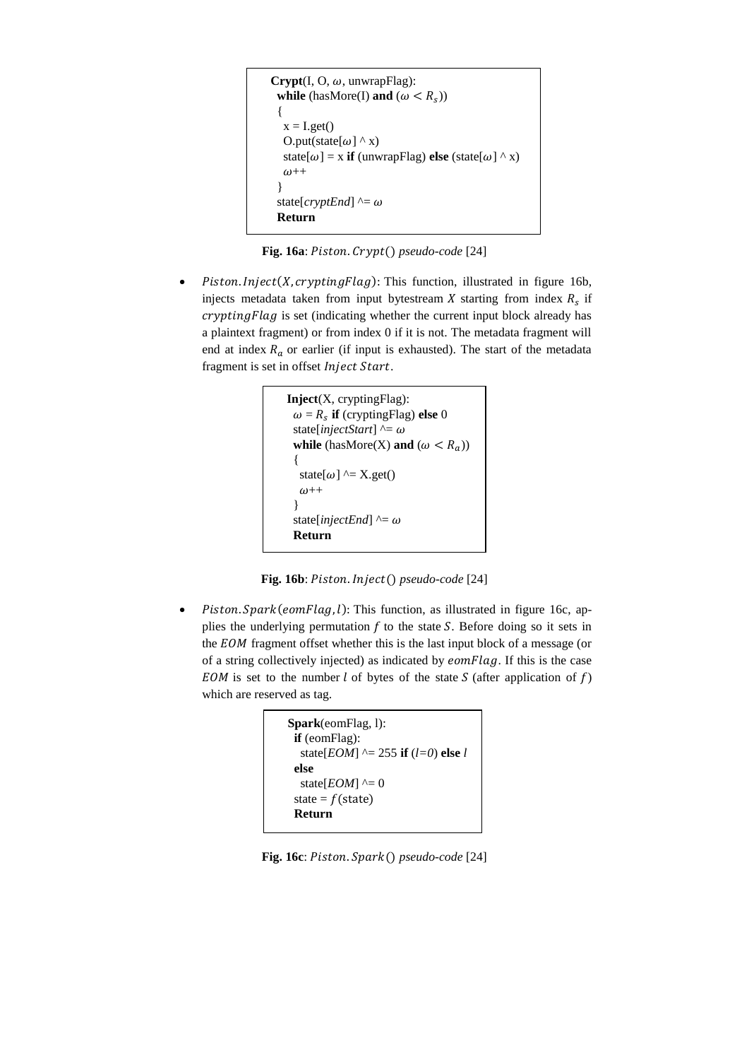```
Crypt(I, O, ω, unwrapFlag):
 while (hasMore(I) and (ω < R_s))
 {
  x = I.get()
  O.put(state[ω] ^ x)
  state[ω] = x if (unwrapFlag) else (state[ω] ^ x)
  ω++
 }
 state[cryptEnd] ^= ω
 Return
```

**Fig. 16a**: $Piston.Crypt()$ *pseudo-code* [24]

- $Piston.Inject(X, cryptingFlag)$: This function, illustrated in figure 16b, injects metadata taken from input bytestream $X$ starting from index $R_s$ if $cryptingFlag$ is set (indicating whether the current input block already has a plaintext fragment) or from index 0 if it is not. The metadata fragment will end at index $R_a$ or earlier (if input is exhausted). The start of the metadata fragment is set in offset $Inject\ Start$.

```
Inject(X, cryptingFlag):
 ω = R_s if (cryptingFlag) else 0
 state[injectStart] ^= ω
 while (hasMore(X) and (ω < R_a))
 {
  state[ω] ^= X.get()
  ω++
 }
 state[injectEnd] ^= ω
 Return
```

**Fig. 16b**: $Piston.Inject()$ *pseudo-code* [24]

- $Piston.Spark(eomFlag, l)$: This function, as illustrated in figure 16c, applies the underlying permutation $f$ to the state $S$. Before doing so it sets in the $EOM$ fragment offset whether this is the last input block of a message (or of a string collectively injected) as indicated by $eomFlag$. If this is the case $EOM$ is set to the number $l$ of bytes of the state $S$ (after application of $f$) which are reserved as tag.

```
Spark(eomFlag, l):
 if (eomFlag):
  state[EOM] ^= 255 if (l=0) else l
 else
  state[EOM] ^= 0
 state = f(state)
 Return
```

**Fig. 16c**: $Piston.Spark()$ *pseudo-code* [24]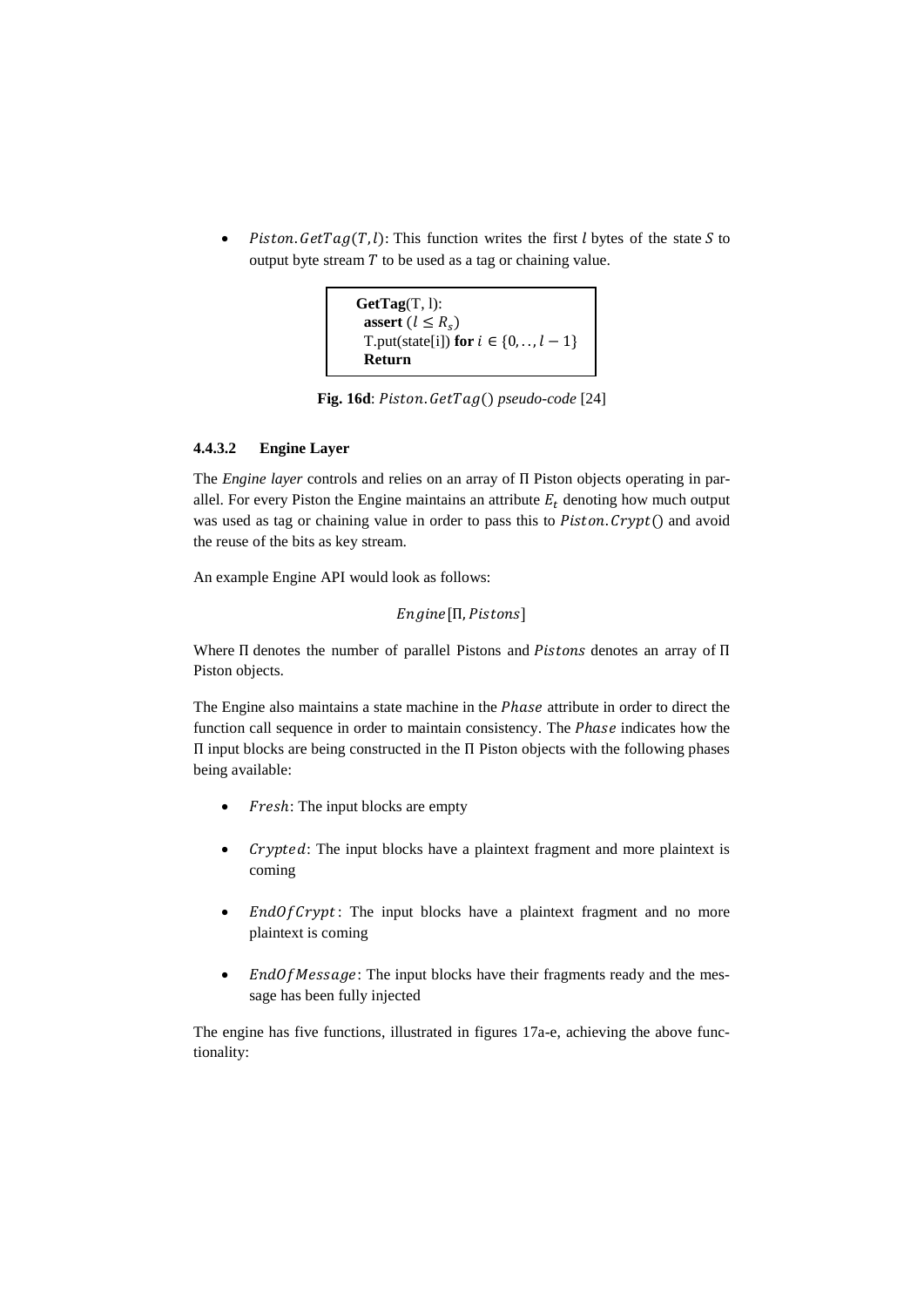- $Piston.GetTag(T, l)$: This function writes the first $l$ bytes of the state $S$ to output byte stream $T$ to be used as a tag or chaining value.

```
GetTag(T, l):
  assert (l ≤ R_s)
  T.put(state[i]) for i ∈ {0, . . , l − 1}
  Return
```

**Fig. 16d**: *$Piston.GetTag()$ pseudo-code* [24]

#### 4.4.3.2 Engine Layer

The *Engine layer* controls and relies on an array of Π Piston objects operating in parallel. For every Piston the Engine maintains an attribute $E_t$ denoting how much output was used as tag or chaining value in order to pass this to $Piston.Crypt()$ and avoid the reuse of the bits as key stream.

An example Engine API would look as follows:

$$Engine[\Pi, Pistons]$$

Where Π denotes the number of parallel Pistons and $Pistons$ denotes an array of Π Piston objects.

The Engine also maintains a state machine in the $Phase$ attribute in order to direct the function call sequence in order to maintain consistency. The $Phase$ indicates how the Π input blocks are being constructed in the Π Piston objects with the following phases being available:

- $Fresh$: The input blocks are empty
- $Crypted$: The input blocks have a plaintext fragment and more plaintext is coming
- $EndOfCrypt$: The input blocks have a plaintext fragment and no more plaintext is coming
- $EndOfMessage$: The input blocks have their fragments ready and the message has been fully injected

The engine has five functions, illustrated in figures 17a-e, achieving the above functionality: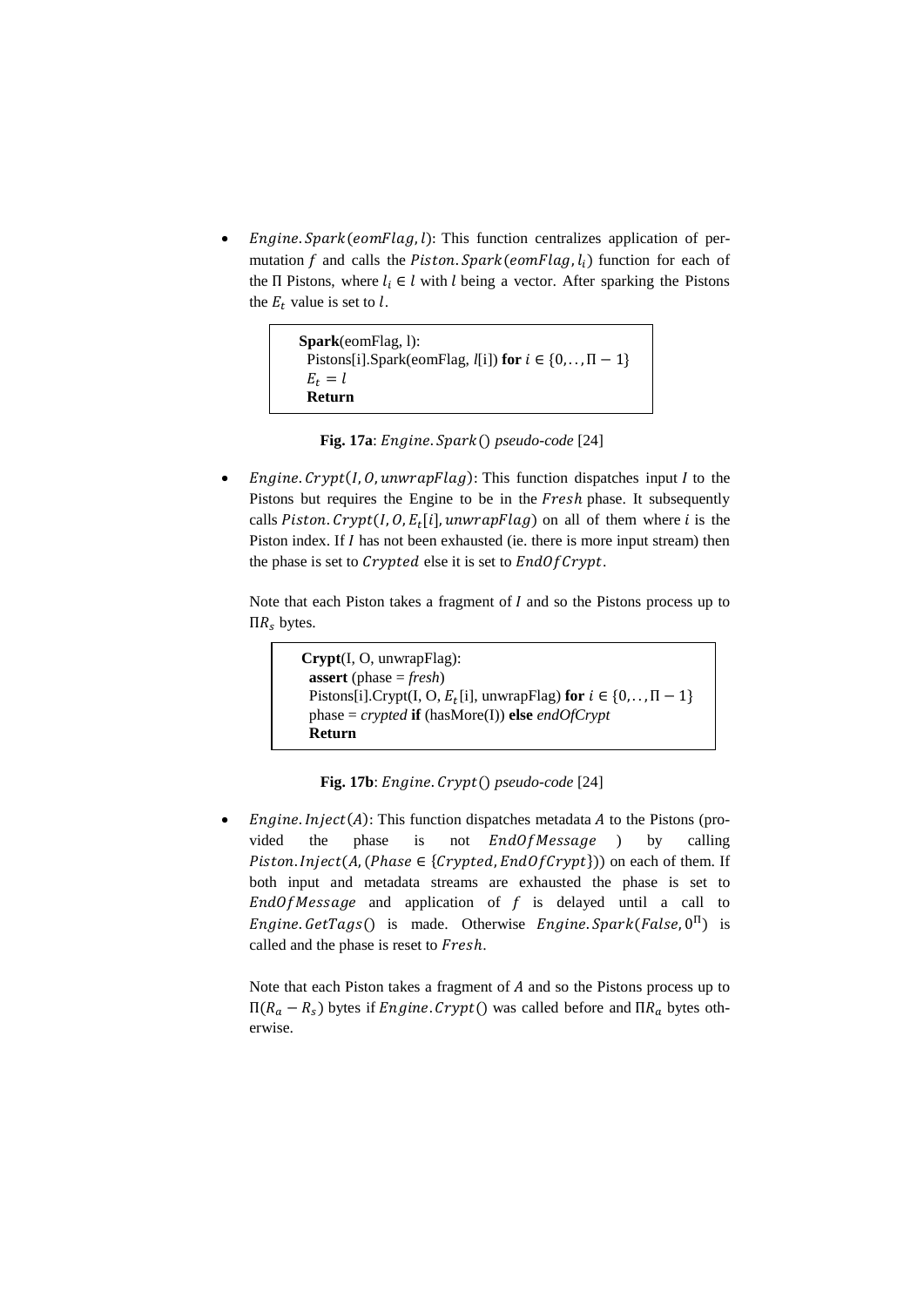- $Engine.Spark(eomFlag, l)$: This function centralizes application of permutation $f$ and calls the $Piston.Spark(eomFlag, l_i)$ function for each of the Π Pistons, where $l_i \in l$ with $l$ being a vector. After sparking the Pistons the $E_t$ value is set to $l$.

```
Spark(eomFlag, l):
  Pistons[i].Spark(eomFlag, l[i]) for i ∈ {0,.., Π − 1}
  E_t = l
  Return
```

**Fig. 17a**: $Engine.Spark()$ *pseudo-code* [24]

- $Engine.Crypt(I, O, unwrapFlag)$: This function dispatches input $I$ to the Pistons but requires the Engine to be in the $Fresh$ phase. It subsequently calls $Piston.Crypt(I, O, E_t[i], unwrapFlag)$ on all of them where $i$ is the Piston index. If $I$ has not been exhausted (ie. there is more input stream) then the phase is set to $Crypted$ else it is set to $EndOfCrypt$.

  Note that each Piston takes a fragment of $I$ and so the Pistons process up to $\Pi R_s$ bytes.

```
Crypt(I, O, unwrapFlag):
  assert (phase = fresh)
  Pistons[i].Crypt(I, O, E_t[i], unwrapFlag) for i ∈ {0,.., Π − 1}
  phase = crypted if (hasMore(I)) else endOfCrypt
  Return
```

**Fig. 17b**: $Engine.Crypt()$ *pseudo-code* [24]

- $Engine.Inject(A)$: This function dispatches metadata $A$ to the Pistons (provided the phase is not $EndOfMessage$ ) by calling $Piston.Inject(A, (Phase \in \{Crypted, EndOfCrypt\}))$ on each of them. If both input and metadata streams are exhausted the phase is set to $EndOfMessage$ and application of $f$ is delayed until a call to $Engine.GetTags()$ is made. Otherwise $Engine.Spark(False, 0^{\Pi})$ is called and the phase is reset to $Fresh$.

  Note that each Piston takes a fragment of $A$ and so the Pistons process up to $\Pi(R_a - R_s)$ bytes if $Engine.Crypt()$ was called before and $\Pi R_a$ bytes otherwise.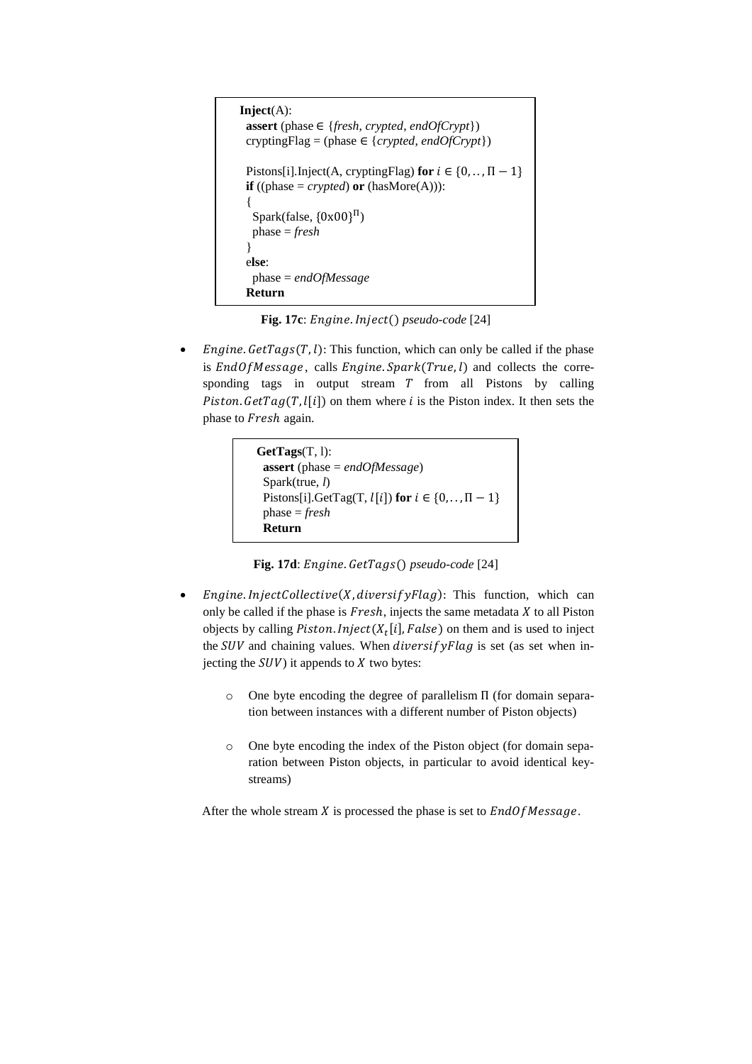```
Inject(A):
  assert (phase ∈ {fresh, crypted, endOfCrypt})
  cryptingFlag = (phase ∈ {crypted, endOfCrypt})

  Pistons[i].Inject(A, cryptingFlag) for i ∈ {0,..,Π − 1}
  if ((phase = crypted) or (hasMore(A))):
  {
    Spark(false, {0x00}^Π)
    phase = fresh
  }
  else:
    phase = endOfMessage
  Return
```

**Fig. 17c**: *Engine.Inject() pseudo-code* [24]

- $Engine.GetTags(T, l)$: This function, which can only be called if the phase is $EndOfMessage$, calls $Engine.Spark(True, l)$ and collects the corresponding tags in output stream $T$ from all Pistons by calling $Piston.GetTag(T, l[i])$ on them where $i$ is the Piston index. It then sets the phase to $Fresh$ again.

```
GetTags(T, l):
  assert (phase = endOfMessage)
  Spark(true, l)
  Pistons[i].GetTag(T, l[i]) for i ∈ {0,..,Π − 1}
  phase = fresh
  Return
```

**Fig. 17d**: *Engine.GetTags() pseudo-code* [24]

- $Engine.InjectCollective(X, diversifyFlag)$: This function, which can only be called if the phase is $Fresh$, injects the same metadata $X$ to all Piston objects by calling $Piston.Inject(X_t[i], False)$ on them and is used to inject the $SUV$ and chaining values. When $diversifyFlag$ is set (as set when injecting the $SUV$) it appends to $X$ two bytes:
  - One byte encoding the degree of parallelism Π (for domain separation between instances with a different number of Piston objects)
  - One byte encoding the index of the Piston object (for domain separation between Piston objects, in particular to avoid identical keystreams)

After the whole stream $X$ is processed the phase is set to $EndOfMessage$.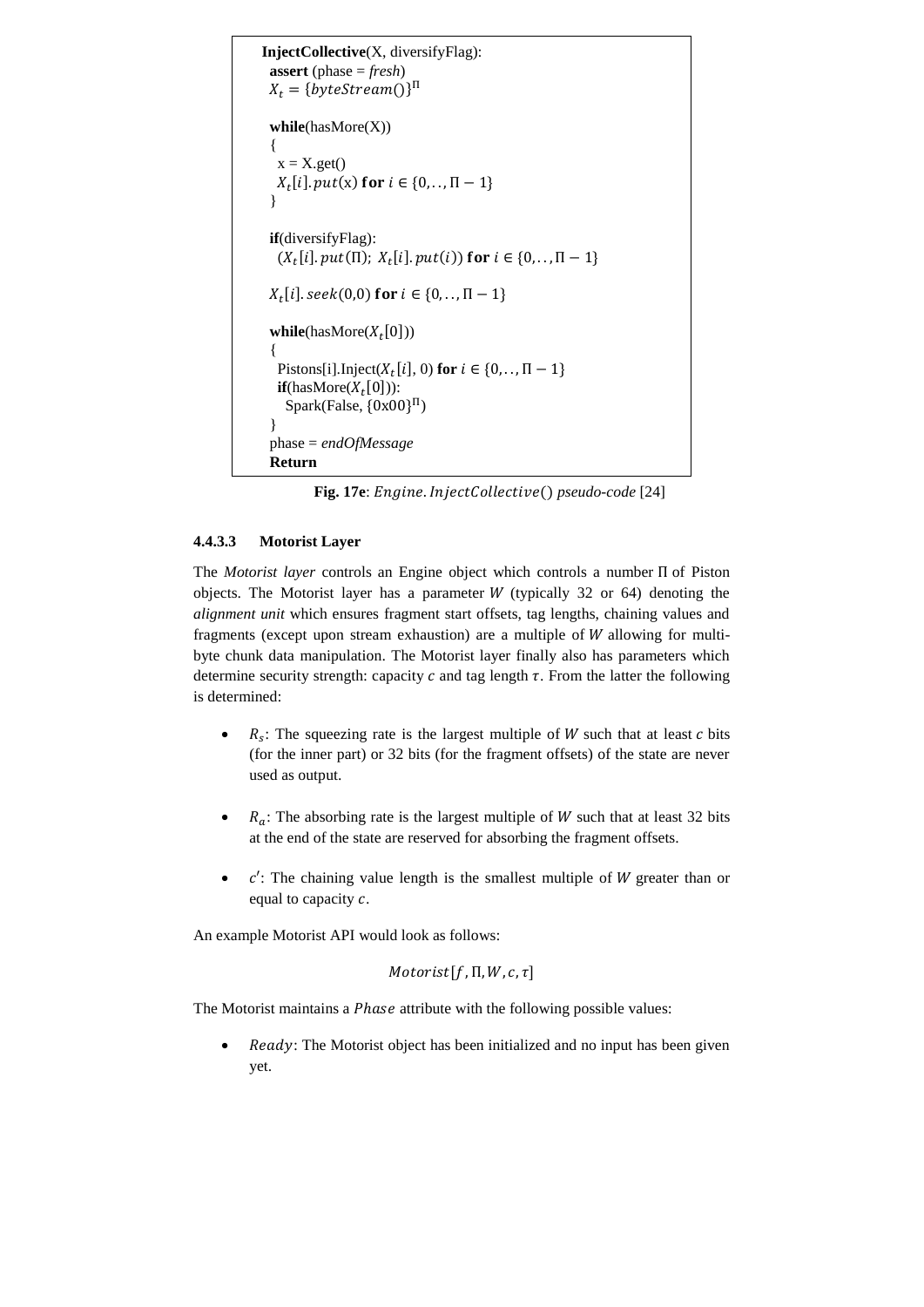```
InjectCollective(X, diversifyFlag):
  assert (phase = fresh)
  X_t = {byteStream()}^Π

  while(hasMore(X))
  {
    x = X.get()
    X_t[i].put(x) for i ∈ {0,.., Π − 1}
  }

  if(diversifyFlag):
    (X_t[i].put(Π); X_t[i].put(i)) for i ∈ {0,.., Π − 1}

  X_t[i].seek(0,0) for i ∈ {0,.., Π − 1}

  while(hasMore(X_t[0]))
  {
    Pistons[i].Inject(X_t[i], 0) for i ∈ {0,.., Π − 1}
    if(hasMore(X_t[0])):
      Spark(False, {0x00}^Π)
  }
  phase = endOfMessage
  Return
```

**Fig. 17e**: *Engine.InjectCollective() pseudo-code* [24]

#### 4.4.3.3 Motorist Layer

The *Motorist layer* controls an Engine object which controls a number $\Pi$ of Piston objects. The Motorist layer has a parameter $W$ (typically 32 or 64) denoting the *alignment unit* which ensures fragment start offsets, tag lengths, chaining values and fragments (except upon stream exhaustion) are a multiple of $W$ allowing for multi-byte chunk data manipulation. The Motorist layer finally also has parameters which determine security strength: capacity $c$ and tag length $\tau$. From the latter the following is determined:

- $R_s$: The squeezing rate is the largest multiple of $W$ such that at least $c$ bits (for the inner part) or 32 bits (for the fragment offsets) of the state are never used as output.

- $R_a$: The absorbing rate is the largest multiple of $W$ such that at least 32 bits at the end of the state are reserved for absorbing the fragment offsets.

- $c'$: The chaining value length is the smallest multiple of $W$ greater than or equal to capacity $c$.

An example Motorist API would look as follows:

$$Motorist[f, \Pi, W, c, \tau]$$

The Motorist maintains a $Phase$ attribute with the following possible values:

- $Ready$: The Motorist object has been initialized and no input has been given yet.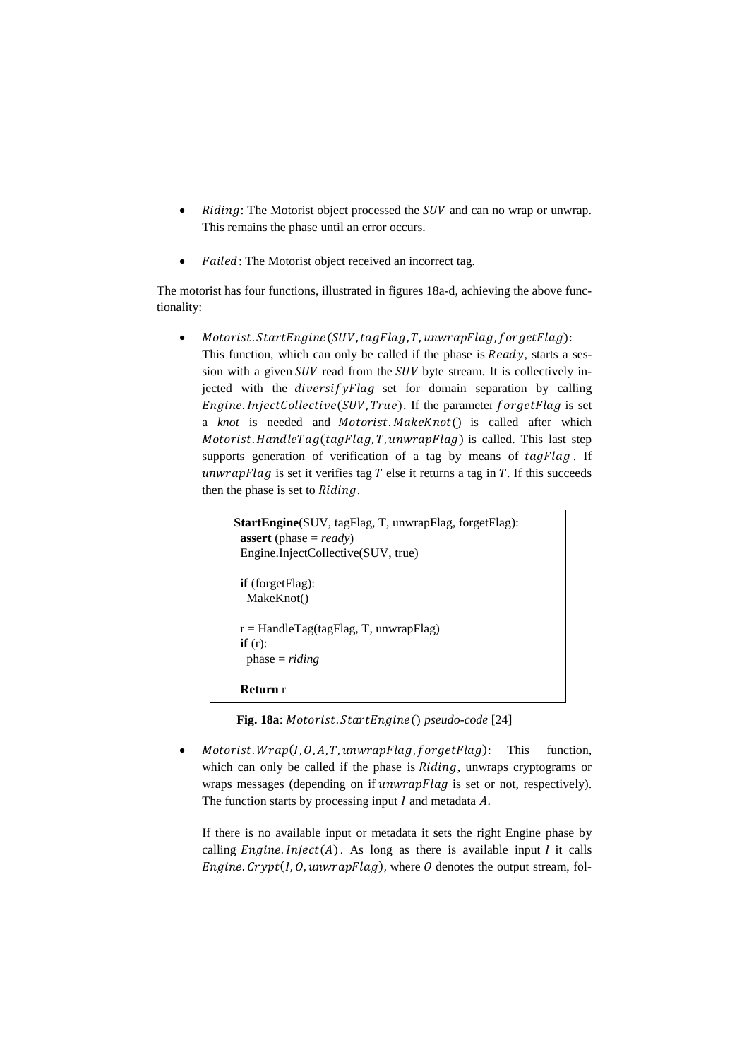- $Riding$: The Motorist object processed the $SUV$ and can no wrap or unwrap. This remains the phase until an error occurs.

- $Failed$: The Motorist object received an incorrect tag.

The motorist has four functions, illustrated in figures 18a-d, achieving the above functionality:

- $Motorist.StartEngine(SUV, tagFlag, T, unwrapFlag, forgetFlag)$: This function, which can only be called if the phase is $Ready$, starts a session with a given $SUV$ read from the $SUV$ byte stream. It is collectively injected with the $diversifyFlag$ set for domain separation by calling $Engine.InjectCollective(SUV, True)$. If the parameter $forgetFlag$ is set a *knot* is needed and $Motorist.MakeKnot()$ is called after which $Motorist.HandleTag(tagFlag, T, unwrapFlag)$ is called. This last step supports generation of verification of a tag by means of $tagFlag$. If $unwrapFlag$ is set it verifies tag $T$ else it returns a tag in $T$. If this succeeds then the phase is set to $Riding$.

```
StartEngine(SUV, tagFlag, T, unwrapFlag, forgetFlag):
 assert (phase = ready)
 Engine.InjectCollective(SUV, true)

 if (forgetFlag):
  MakeKnot()

 r = HandleTag(tagFlag, T, unwrapFlag)
 if (r):
  phase = riding

 Return r
```

**Fig. 18a**: $Motorist.StartEngine()$ *pseudo-code* [24]

- $Motorist.Wrap(I, O, A, T, unwrapFlag, forgetFlag)$: This function, which can only be called if the phase is $Riding$, unwraps cryptograms or wraps messages (depending on if $unwrapFlag$ is set or not, respectively). The function starts by processing input $I$ and metadata $A$.

  If there is no available input or metadata it sets the right Engine phase by calling $Engine.Inject(A)$. As long as there is available input $I$ it calls $Engine.Crypt(I, O, unwrapFlag)$, where $O$ denotes the output stream, fol-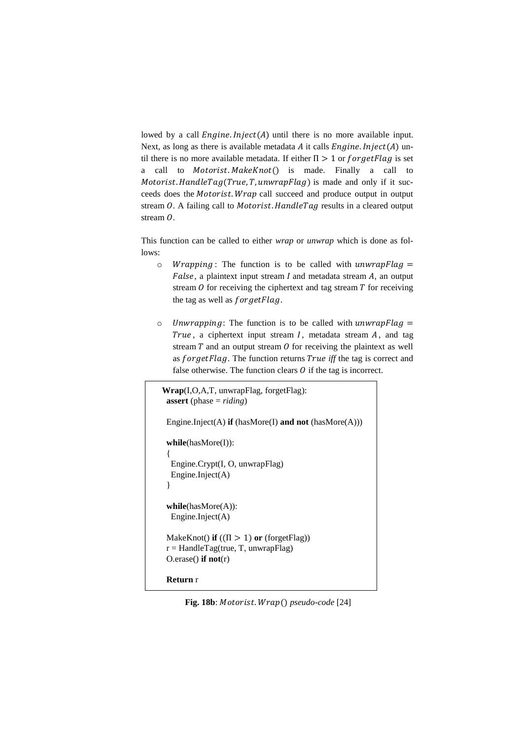lowed by a call $Engine.Inject(A)$ until there is no more available input. Next, as long as there is available metadata $A$ it calls $Engine.Inject(A)$ until there is no more available metadata. If either $\Pi > 1$ or $forgetFlag$ is set a call to $Motorist.MakeKnot()$ is made. Finally a call to $Motorist.HandleTag(True, T, unwrapFlag)$ is made and only if it succeeds does the $Motorist.Wrap$ call succeed and produce output in output stream $O$. A failing call to $Motorist.HandleTag$ results in a cleared output stream $O$.

This function can be called to either *wrap* or *unwrap* which is done as follows:

- $Wrapping$: The function is to be called with $unwrapFlag = False$, a plaintext input stream $I$ and metadata stream $A$, an output stream $O$ for receiving the ciphertext and tag stream $T$ for receiving the tag as well as $forgetFlag$.

- $Unwrapping$: The function is to be called with $unwrapFlag = True$, a ciphertext input stream $I$, metadata stream $A$, and tag stream $T$ and an output stream $O$ for receiving the plaintext as well as $forgetFlag$. The function returns $True$ *iff* the tag is correct and false otherwise. The function clears $O$ if the tag is incorrect.

```
Wrap(I,O,A,T, unwrapFlag, forgetFlag):
 assert (phase = riding)

 Engine.Inject(A) if (hasMore(I) and not (hasMore(A)))

 while(hasMore(I)):
 {
   Engine.Crypt(I, O, unwrapFlag)
   Engine.Inject(A)
 }

 while(hasMore(A)):
   Engine.Inject(A)

 MakeKnot() if ((Π > 1) or (forgetFlag))
 r = HandleTag(true, T, unwrapFlag)
 O.erase() if not(r)

 Return r
```

**Fig. 18b**: *$Motorist.Wrap()$ pseudo-code* [24]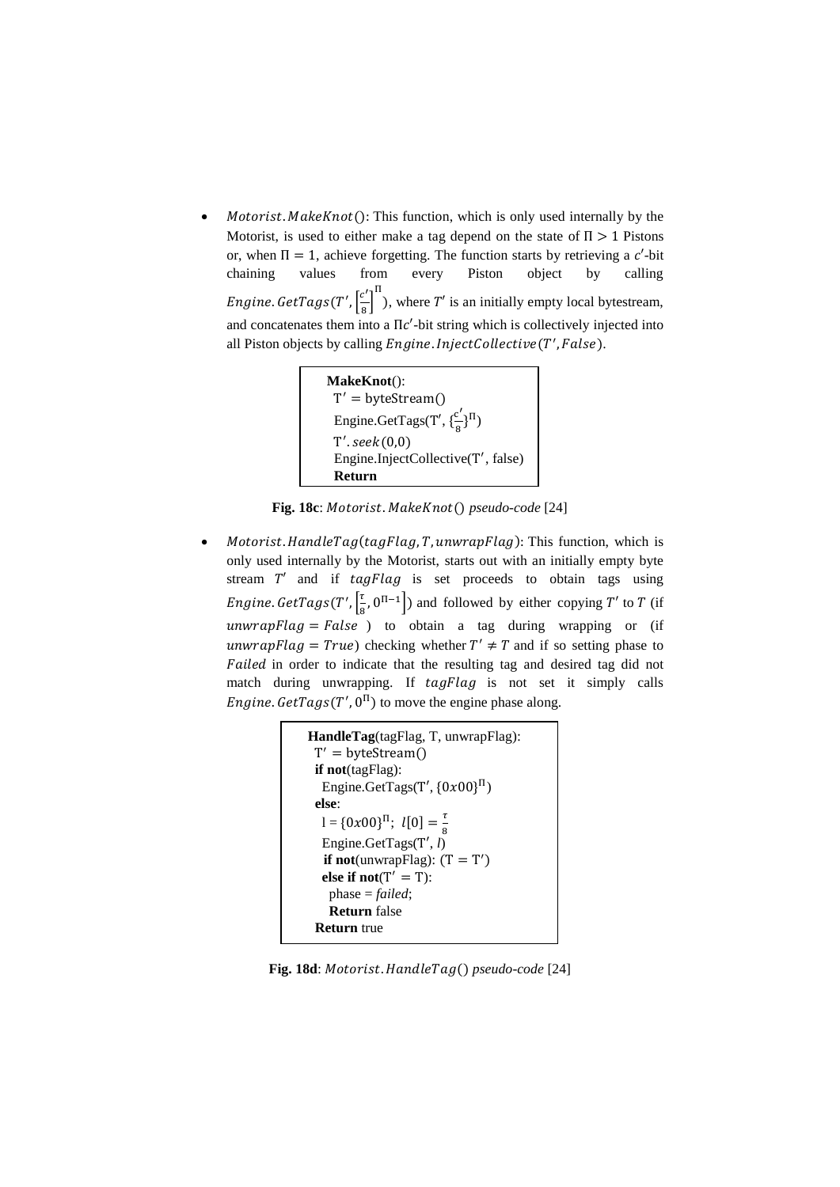- $Motorist.MakeKnot()$: This function, which is only used internally by the Motorist, is used to either make a tag depend on the state of $\Pi > 1$ Pistons or, when $\Pi = 1$, achieve forgetting. The function starts by retrieving a $c'$-bit chaining values from every Piston object by calling $Engine.GetTags(T', \left[\frac{c'}{8}\right]^{\Pi})$, where $T'$ is an initially empty local bytestream, and concatenates them into a $\Pi c'$-bit string which is collectively injected into all Piston objects by calling $Engine.InjectCollective(T', False)$.

```
MakeKnot():
  T' = byteStream()
  Engine.GetTags(T', {c'/8}^Π)
  T'.seek(0,0)
  Engine.InjectCollective(T', false)
  Return
```

**Fig. 18c**: *$Motorist.MakeKnot()$ pseudo-code* [24]

- $Motorist.HandleTag(tagFlag, T, unwrapFlag)$: This function, which is only used internally by the Motorist, starts out with an initially empty byte stream $T'$ and if $tagFlag$ is set proceeds to obtain tags using $Engine.GetTags(T', \left[\frac{\tau}{8}, 0^{\Pi-1}\right])$ and followed by either copying $T'$ to $T$ (if $unwrapFlag = False$ ) to obtain a tag during wrapping or (if $unwrapFlag = True$) checking whether $T' \neq T$ and if so setting phase to $Failed$ in order to indicate that the resulting tag and desired tag did not match during unwrapping. If $tagFlag$ is not set it simply calls $Engine.GetTags(T', 0^{\Pi})$ to move the engine phase along.

```
HandleTag(tagFlag, T, unwrapFlag):
  T' = byteStream()
  if not(tagFlag):
    Engine.GetTags(T', {0x00}^Π)
  else:
    l = {0x00}^Π;  l[0] = τ/8
    Engine.GetTags(T', l)
    if not(unwrapFlag): (T = T')
    else if not(T' = T):
      phase = failed;
      Return false
  Return true
```

**Fig. 18d**: *$Motorist.HandleTag()$ pseudo-code* [24]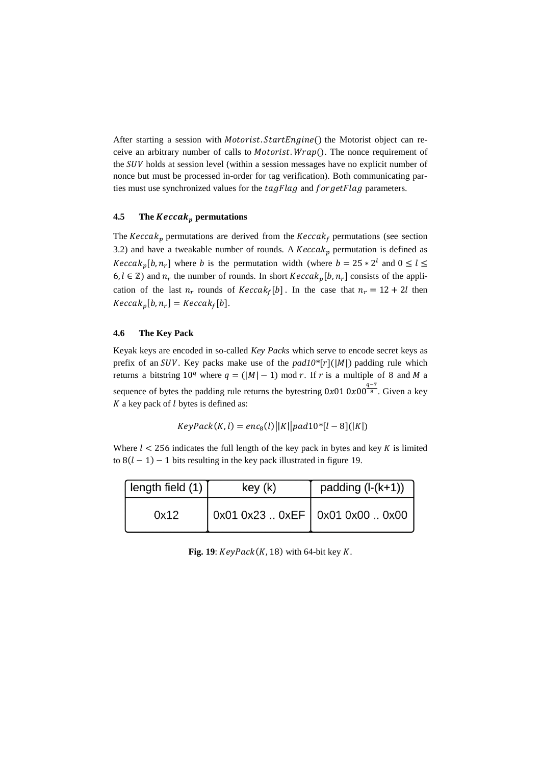After starting a session with $Motorist.StartEngine()$ the Motorist object can receive an arbitrary number of calls to $Motorist.Wrap()$. The nonce requirement of the $SUV$ holds at session level (within a session messages have no explicit number of nonce but must be processed in-order for tag verification). Both communicating parties must use synchronized values for the $tagFlag$ and $forgetFlag$ parameters.

### 4.5 The $Keccak_p$ permutations

The $Keccak_p$ permutations are derived from the $Keccak_f$ permutations (see section 3.2) and have a tweakable number of rounds. A $Keccak_p$ permutation is defined as $Keccak_p[b, n_r]$ where $b$ is the permutation width (where $b = 25 * 2^l$ and $0 \leq l \leq 6, l \in \mathbb{Z}$) and $n_r$ the number of rounds. In short $Keccak_p[b, n_r]$ consists of the application of the last $n_r$ rounds of $Keccak_f[b]$. In the case that $n_r = 12 + 2l$ then $Keccak_p[b, n_r] = Keccak_f[b]$.

### 4.6 The Key Pack

Keyak keys are encoded in so-called *Key Packs* which serve to encode secret keys as prefix of an $SUV$. Key packs make use of the *pad10*[r](|M|)* padding rule which returns a bitstring $10^q$ where $q = (|M| - 1) \bmod r$. If $r$ is a multiple of 8 and $M$ a sequence of bytes the padding rule returns the bytestring $0x01\ 0x00^{\frac{q-7}{8}}$. Given a key $K$ a key pack of $l$ bytes is defined as:

$$KeyPack(K, l) = enc_8(l)||K||pad10*[l-8](|K|)$$

Where $l < 256$ indicates the full length of the key pack in bytes and key $K$ is limited to $8(l-1) - 1$ bits resulting in the key pack illustrated in figure 19.

| length field (1) | key (k) | padding (l-(k+1)) |
|---|---|---|
| 0x12 | 0x01 0x23 .. 0xEF | 0x01 0x00 .. 0x00 |

**Fig. 19**: $KeyPack(K, 18)$ with 64-bit key $K$.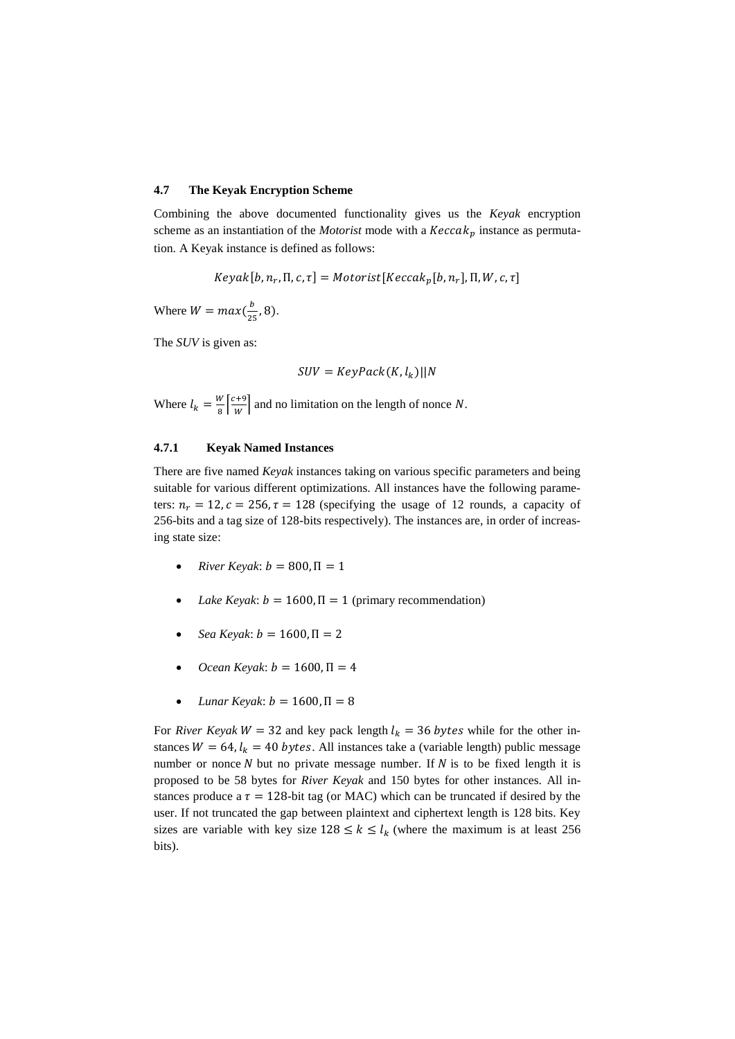### 4.7 The Keyak Encryption Scheme

Combining the above documented functionality gives us the *Keyak* encryption scheme as an instantiation of the *Motorist* mode with a $Keccak_p$ instance as permutation. A Keyak instance is defined as follows:

$$Keyak[b, n_r, \Pi, c, \tau] = Motorist[Keccak_p[b, n_r], \Pi, W, c, \tau]$$

Where $W = max(\frac{b}{25}, 8)$.

The *SUV* is given as:

$$SUV = KeyPack(K, l_k)||N$$

Where $l_k = \frac{W}{8}\left\lceil\frac{c+9}{W}\right\rceil$ and no limitation on the length of nonce $N$.

#### 4.7.1 Keyak Named Instances

There are five named *Keyak* instances taking on various specific parameters and being suitable for various different optimizations. All instances have the following parameters: $n_r = 12, c = 256, \tau = 128$ (specifying the usage of 12 rounds, a capacity of 256-bits and a tag size of 128-bits respectively). The instances are, in order of increasing state size:

- *River Keyak*: $b = 800, \Pi = 1$
- *Lake Keyak*: $b = 1600, \Pi = 1$ (primary recommendation)
- *Sea Keyak*: $b = 1600, \Pi = 2$
- *Ocean Keyak*: $b = 1600, \Pi = 4$
- *Lunar Keyak*: $b = 1600, \Pi = 8$

For *River Keyak* $W = 32$ and key pack length $l_k = 36\ bytes$ while for the other instances $W = 64, l_k = 40\ bytes$. All instances take a (variable length) public message number or nonce *N* but no private message number. If *N* is to be fixed length it is proposed to be 58 bytes for *River Keyak* and 150 bytes for other instances. All instances produce a $\tau = 128$-bit tag (or MAC) which can be truncated if desired by the user. If not truncated the gap between plaintext and ciphertext length is 128 bits. Key sizes are variable with key size $128 \leq k \leq l_k$ (where the maximum is at least 256 bits).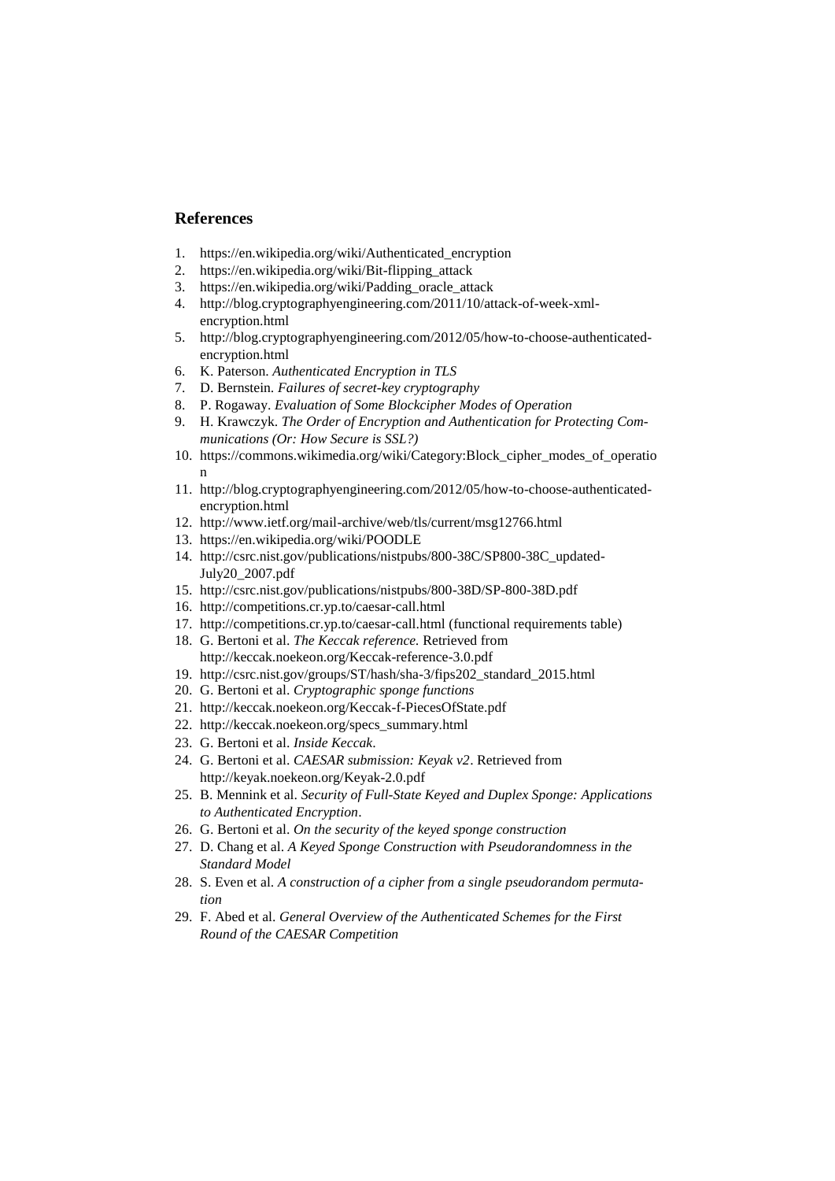## References

1. https://en.wikipedia.org/wiki/Authenticated_encryption
2. https://en.wikipedia.org/wiki/Bit-flipping_attack
3. https://en.wikipedia.org/wiki/Padding_oracle_attack
4. http://blog.cryptographyengineering.com/2011/10/attack-of-week-xml-encryption.html
5. http://blog.cryptographyengineering.com/2012/05/how-to-choose-authenticated-encryption.html
6. K. Paterson. *Authenticated Encryption in TLS*
7. D. Bernstein. *Failures of secret-key cryptography*
8. P. Rogaway. *Evaluation of Some Blockcipher Modes of Operation*
9. H. Krawczyk. *The Order of Encryption and Authentication for Protecting Communications (Or: How Secure is SSL?)*
10. https://commons.wikimedia.org/wiki/Category:Block_cipher_modes_of_operation
11. http://blog.cryptographyengineering.com/2012/05/how-to-choose-authenticated-encryption.html
12. http://www.ietf.org/mail-archive/web/tls/current/msg12766.html
13. https://en.wikipedia.org/wiki/POODLE
14. http://csrc.nist.gov/publications/nistpubs/800-38C/SP800-38C_updated-July20_2007.pdf
15. http://csrc.nist.gov/publications/nistpubs/800-38D/SP-800-38D.pdf
16. http://competitions.cr.yp.to/caesar-call.html
17. http://competitions.cr.yp.to/caesar-call.html (functional requirements table)
18. G. Bertoni et al. *The Keccak reference.* Retrieved from http://keccak.noekeon.org/Keccak-reference-3.0.pdf
19. http://csrc.nist.gov/groups/ST/hash/sha-3/fips202_standard_2015.html
20. G. Bertoni et al. *Cryptographic sponge functions*
21. http://keccak.noekeon.org/Keccak-f-PiecesOfState.pdf
22. http://keccak.noekeon.org/specs_summary.html
23. G. Bertoni et al. *Inside Keccak*.
24. G. Bertoni et al. *CAESAR submission: Keyak v2*. Retrieved from http://keyak.noekeon.org/Keyak-2.0.pdf
25. B. Mennink et al. *Security of Full-State Keyed and Duplex Sponge: Applications to Authenticated Encryption*.
26. G. Bertoni et al. *On the security of the keyed sponge construction*
27. D. Chang et al. *A Keyed Sponge Construction with Pseudorandomness in the Standard Model*
28. S. Even et al. *A construction of a cipher from a single pseudorandom permutation*
29. F. Abed et al. *General Overview of the Authenticated Schemes for the First Round of the CAESAR Competition*